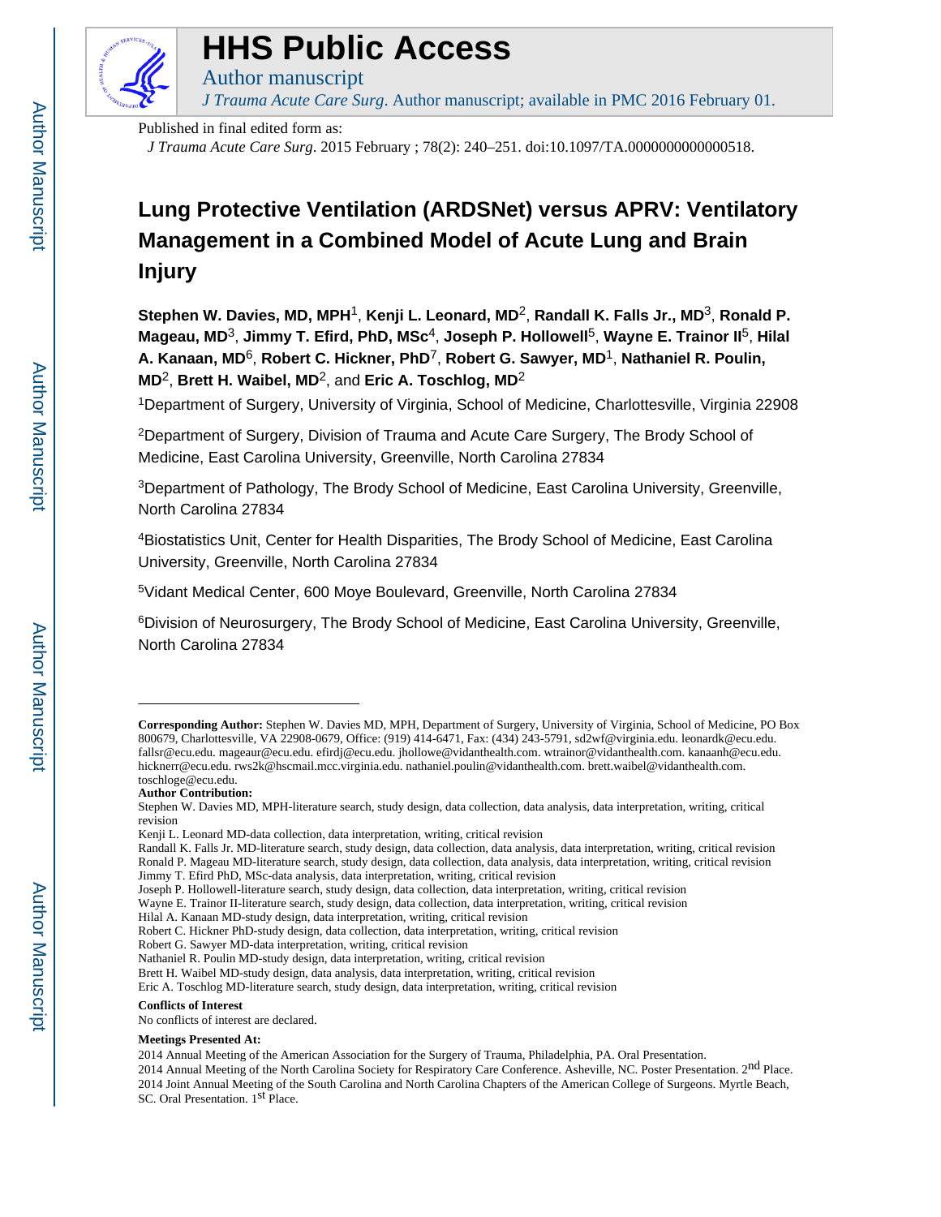# HHS Public Access

Author manuscript

*J Trauma Acute Care Surg*. Author manuscript; available in PMC 2016 February 01.

Published in final edited form as:

*J Trauma Acute Care Surg*. 2015 February ; 78(2): 240–251. doi:10.1097/TA.0000000000000518.

# Lung Protective Ventilation (ARDSNet) versus APRV: Ventilatory Management in a Combined Model of Acute Lung and Brain Injury

**Stephen W. Davies, MD, MPH**[1], **Kenji L. Leonard, MD**[2], **Randall K. Falls Jr., MD**[3], **Ronald P. Mageau, MD**[3], **Jimmy T. Efird, PhD, MSc**[4], **Joseph P. Hollowell**[5], **Wayne E. Trainor II**[5], **Hilal A. Kanaan, MD**[6], **Robert C. Hickner, PhD**[7], **Robert G. Sawyer, MD**[1], **Nathaniel R. Poulin, MD**[2], **Brett H. Waibel, MD**[2], and **Eric A. Toschlog, MD**[2]

[1]Department of Surgery, University of Virginia, School of Medicine, Charlottesville, Virginia 22908

[2]Department of Surgery, Division of Trauma and Acute Care Surgery, The Brody School of Medicine, East Carolina University, Greenville, North Carolina 27834

[3]Department of Pathology, The Brody School of Medicine, East Carolina University, Greenville, North Carolina 27834

[4]Biostatistics Unit, Center for Health Disparities, The Brody School of Medicine, East Carolina University, Greenville, North Carolina 27834

[5]Vidant Medical Center, 600 Moye Boulevard, Greenville, North Carolina 27834

[6]Division of Neurosurgery, The Brody School of Medicine, East Carolina University, Greenville, North Carolina 27834

---

**Corresponding Author:** Stephen W. Davies MD, MPH, Department of Surgery, University of Virginia, School of Medicine, PO Box 800679, Charlottesville, VA 22908-0679, Office: (919) 414-6471, Fax: (434) 243-5791, sd2wf@virginia.edu. leonardk@ecu.edu. fallsr@ecu.edu. mageaur@ecu.edu. efirdj@ecu.edu. jhollowe@vidanthealth.com. wtrainor@vidanthealth.com. kanaanh@ecu.edu. hicknerr@ecu.edu. rws2k@hscmail.mcc.virginia.edu. nathaniel.poulin@vidanthealth.com. brett.waibel@vidanthealth.com. toschloge@ecu.edu.

**Author Contribution:**

Stephen W. Davies MD, MPH-literature search, study design, data collection, data analysis, data interpretation, writing, critical revision

Kenji L. Leonard MD-data collection, data interpretation, writing, critical revision

Randall K. Falls Jr. MD-literature search, study design, data collection, data analysis, data interpretation, writing, critical revision

Ronald P. Mageau MD-literature search, study design, data collection, data analysis, data interpretation, writing, critical revision

Jimmy T. Efird PhD, MSc-data analysis, data interpretation, writing, critical revision

Joseph P. Hollowell-literature search, study design, data collection, data interpretation, writing, critical revision

Wayne E. Trainor II-literature search, study design, data collection, data interpretation, writing, critical revision

Hilal A. Kanaan MD-study design, data interpretation, writing, critical revision

Robert C. Hickner PhD-study design, data collection, data interpretation, writing, critical revision

Robert G. Sawyer MD-data interpretation, writing, critical revision

Nathaniel R. Poulin MD-study design, data interpretation, writing, critical revision

Brett H. Waibel MD-study design, data analysis, data interpretation, writing, critical revision

Eric A. Toschlog MD-literature search, study design, data interpretation, writing, critical revision

**Conflicts of Interest**

No conflicts of interest are declared.

**Meetings Presented At:**

2014 Annual Meeting of the American Association for the Surgery of Trauma, Philadelphia, PA. Oral Presentation.

2014 Annual Meeting of the North Carolina Society for Respiratory Care Conference. Asheville, NC. Poster Presentation. 2nd Place.

2014 Joint Annual Meeting of the South Carolina and North Carolina Chapters of the American College of Surgeons. Myrtle Beach, SC. Oral Presentation. 1st Place.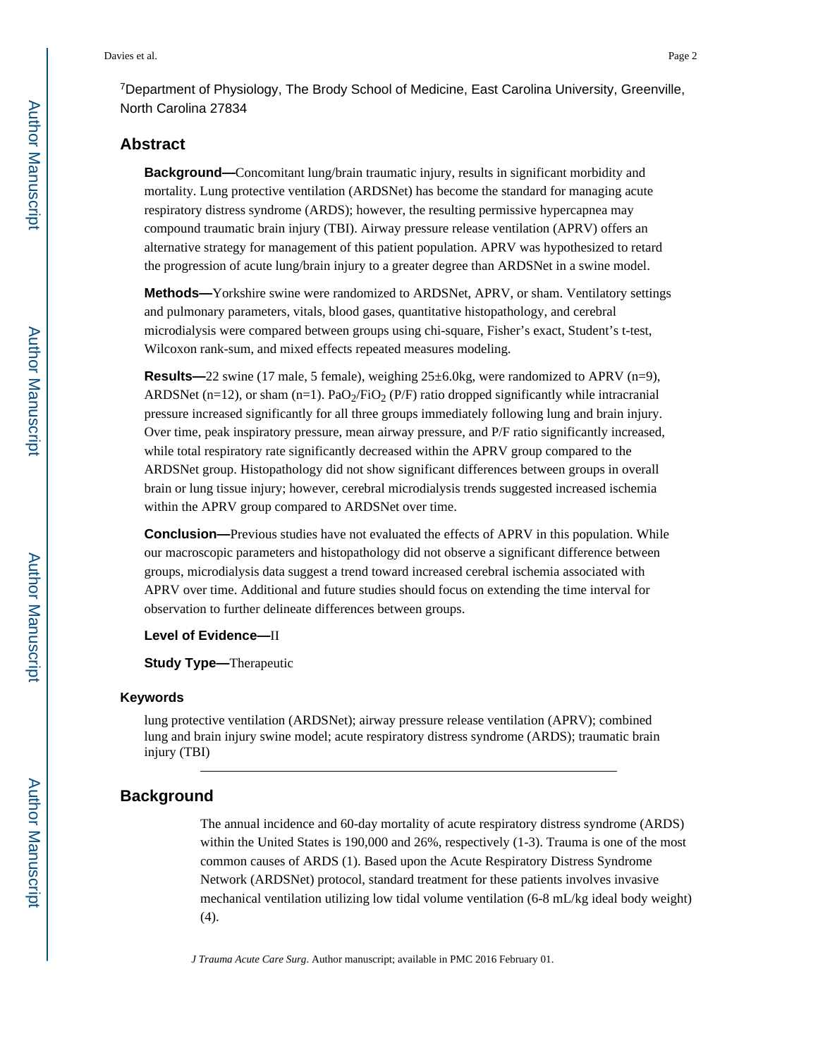[7]Department of Physiology, The Brody School of Medicine, East Carolina University, Greenville, North Carolina 27834

## Abstract

**Background—**Concomitant lung/brain traumatic injury, results in significant morbidity and mortality. Lung protective ventilation (ARDSNet) has become the standard for managing acute respiratory distress syndrome (ARDS); however, the resulting permissive hypercapnea may compound traumatic brain injury (TBI). Airway pressure release ventilation (APRV) offers an alternative strategy for management of this patient population. APRV was hypothesized to retard the progression of acute lung/brain injury to a greater degree than ARDSNet in a swine model.

**Methods—**Yorkshire swine were randomized to ARDSNet, APRV, or sham. Ventilatory settings and pulmonary parameters, vitals, blood gases, quantitative histopathology, and cerebral microdialysis were compared between groups using chi-square, Fisher's exact, Student's t-test, Wilcoxon rank-sum, and mixed effects repeated measures modeling.

**Results—**22 swine (17 male, 5 female), weighing 25±6.0kg, were randomized to APRV (n=9), ARDSNet (n=12), or sham (n=1). $PaO_2/FiO_2$ (P/F) ratio dropped significantly while intracranial pressure increased significantly for all three groups immediately following lung and brain injury. Over time, peak inspiratory pressure, mean airway pressure, and P/F ratio significantly increased, while total respiratory rate significantly decreased within the APRV group compared to the ARDSNet group. Histopathology did not show significant differences between groups in overall brain or lung tissue injury; however, cerebral microdialysis trends suggested increased ischemia within the APRV group compared to ARDSNet over time.

**Conclusion—**Previous studies have not evaluated the effects of APRV in this population. While our macroscopic parameters and histopathology did not observe a significant difference between groups, microdialysis data suggest a trend toward increased cerebral ischemia associated with APRV over time. Additional and future studies should focus on extending the time interval for observation to further delineate differences between groups.

**Level of Evidence—**II

**Study Type—**Therapeutic

### Keywords

lung protective ventilation (ARDSNet); airway pressure release ventilation (APRV); combined lung and brain injury swine model; acute respiratory distress syndrome (ARDS); traumatic brain injury (TBI)

## Background

The annual incidence and 60-day mortality of acute respiratory distress syndrome (ARDS) within the United States is 190,000 and 26%, respectively (1-3). Trauma is one of the most common causes of ARDS (1). Based upon the Acute Respiratory Distress Syndrome Network (ARDSNet) protocol, standard treatment for these patients involves invasive mechanical ventilation utilizing low tidal volume ventilation (6-8 mL/kg ideal body weight) (4).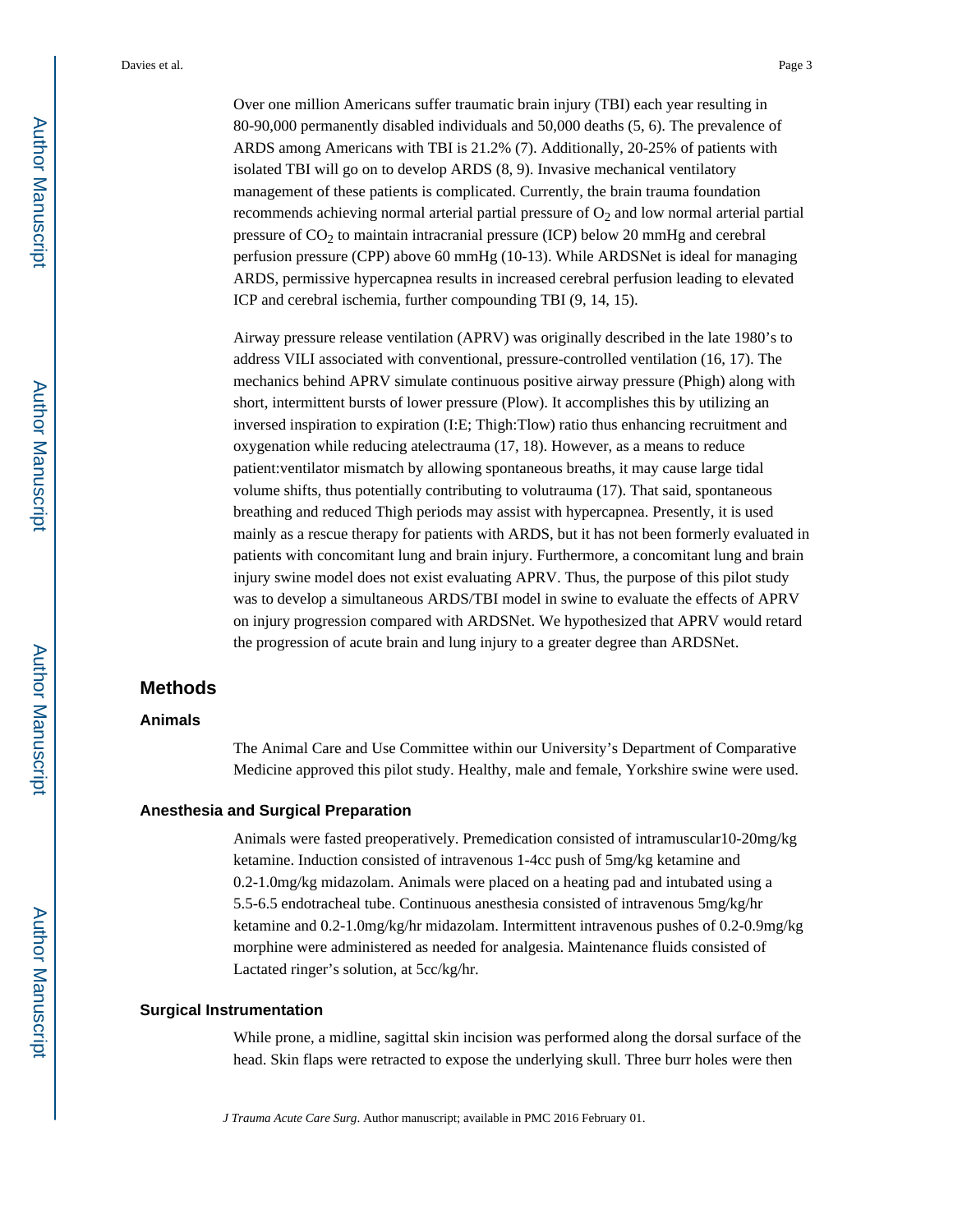Over one million Americans suffer traumatic brain injury (TBI) each year resulting in 80-90,000 permanently disabled individuals and 50,000 deaths (5, 6). The prevalence of ARDS among Americans with TBI is 21.2% (7). Additionally, 20-25% of patients with isolated TBI will go on to develop ARDS (8, 9). Invasive mechanical ventilatory management of these patients is complicated. Currently, the brain trauma foundation recommends achieving normal arterial partial pressure of $O_2$ and low normal arterial partial pressure of $CO_2$ to maintain intracranial pressure (ICP) below 20 mmHg and cerebral perfusion pressure (CPP) above 60 mmHg (10-13). While ARDSNet is ideal for managing ARDS, permissive hypercapnea results in increased cerebral perfusion leading to elevated ICP and cerebral ischemia, further compounding TBI (9, 14, 15).

Airway pressure release ventilation (APRV) was originally described in the late 1980's to address VILI associated with conventional, pressure-controlled ventilation (16, 17). The mechanics behind APRV simulate continuous positive airway pressure (Phigh) along with short, intermittent bursts of lower pressure (Plow). It accomplishes this by utilizing an inversed inspiration to expiration (I:E; Thigh:Tlow) ratio thus enhancing recruitment and oxygenation while reducing atelectrauma (17, 18). However, as a means to reduce patient:ventilator mismatch by allowing spontaneous breaths, it may cause large tidal volume shifts, thus potentially contributing to volutrauma (17). That said, spontaneous breathing and reduced Thigh periods may assist with hypercapnea. Presently, it is used mainly as a rescue therapy for patients with ARDS, but it has not been formerly evaluated in patients with concomitant lung and brain injury. Furthermore, a concomitant lung and brain injury swine model does not exist evaluating APRV. Thus, the purpose of this pilot study was to develop a simultaneous ARDS/TBI model in swine to evaluate the effects of APRV on injury progression compared with ARDSNet. We hypothesized that APRV would retard the progression of acute brain and lung injury to a greater degree than ARDSNet.

## Methods

### Animals

The Animal Care and Use Committee within our University's Department of Comparative Medicine approved this pilot study. Healthy, male and female, Yorkshire swine were used.

### Anesthesia and Surgical Preparation

Animals were fasted preoperatively. Premedication consisted of intramuscular10-20mg/kg ketamine. Induction consisted of intravenous 1-4cc push of 5mg/kg ketamine and 0.2-1.0mg/kg midazolam. Animals were placed on a heating pad and intubated using a 5.5-6.5 endotracheal tube. Continuous anesthesia consisted of intravenous 5mg/kg/hr ketamine and 0.2-1.0mg/kg/hr midazolam. Intermittent intravenous pushes of 0.2-0.9mg/kg morphine were administered as needed for analgesia. Maintenance fluids consisted of Lactated ringer's solution, at 5cc/kg/hr.

### Surgical Instrumentation

While prone, a midline, sagittal skin incision was performed along the dorsal surface of the head. Skin flaps were retracted to expose the underlying skull. Three burr holes were then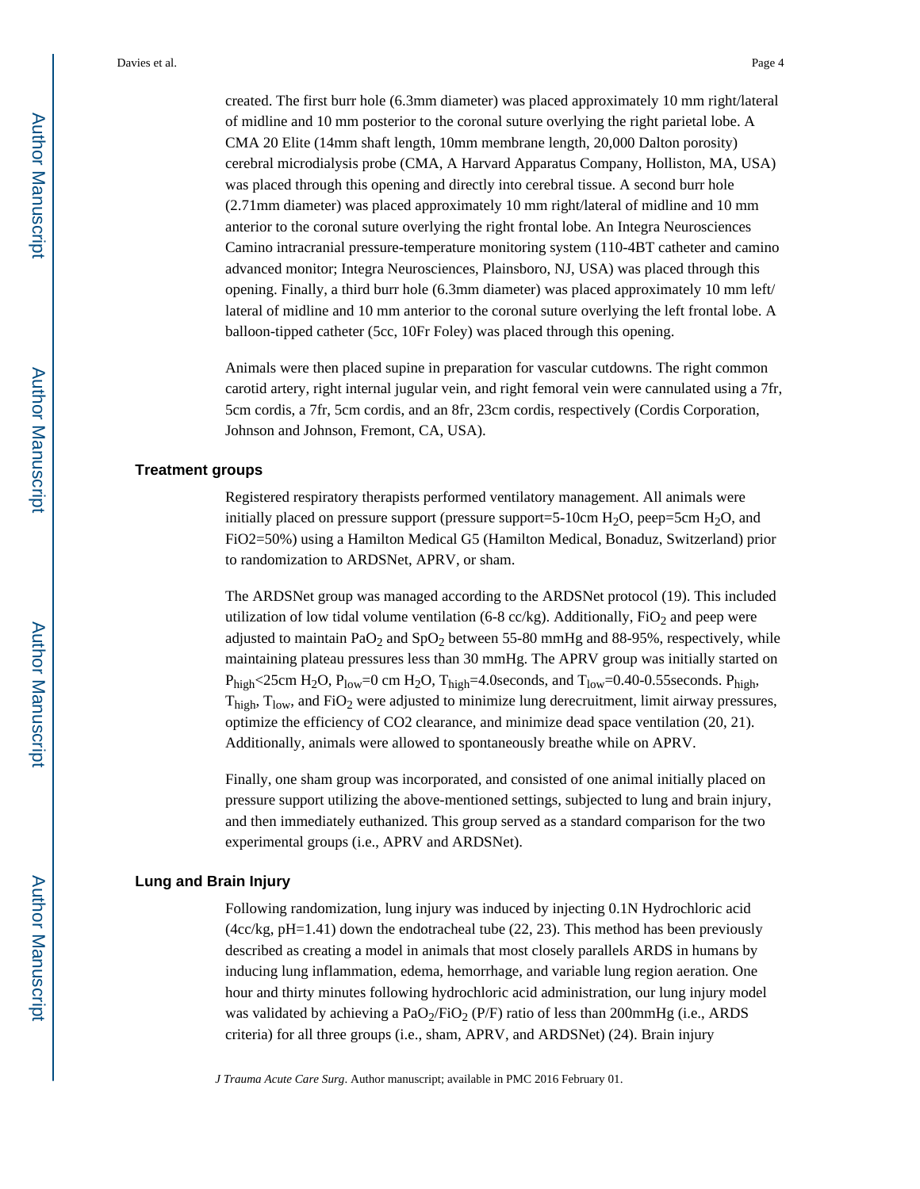created. The first burr hole (6.3mm diameter) was placed approximately 10 mm right/lateral of midline and 10 mm posterior to the coronal suture overlying the right parietal lobe. A CMA 20 Elite (14mm shaft length, 10mm membrane length, 20,000 Dalton porosity) cerebral microdialysis probe (CMA, A Harvard Apparatus Company, Holliston, MA, USA) was placed through this opening and directly into cerebral tissue. A second burr hole (2.71mm diameter) was placed approximately 10 mm right/lateral of midline and 10 mm anterior to the coronal suture overlying the right frontal lobe. An Integra Neurosciences Camino intracranial pressure-temperature monitoring system (110-4BT catheter and camino advanced monitor; Integra Neurosciences, Plainsboro, NJ, USA) was placed through this opening. Finally, a third burr hole (6.3mm diameter) was placed approximately 10 mm left/ lateral of midline and 10 mm anterior to the coronal suture overlying the left frontal lobe. A balloon-tipped catheter (5cc, 10Fr Foley) was placed through this opening.

Animals were then placed supine in preparation for vascular cutdowns. The right common carotid artery, right internal jugular vein, and right femoral vein were cannulated using a 7fr, 5cm cordis, a 7fr, 5cm cordis, and an 8fr, 23cm cordis, respectively (Cordis Corporation, Johnson and Johnson, Fremont, CA, USA).

## Treatment groups

Registered respiratory therapists performed ventilatory management. All animals were initially placed on pressure support (pressure support=5-10cm $H_2O$, peep=5cm $H_2O$, and FiO2=50%) using a Hamilton Medical G5 (Hamilton Medical, Bonaduz, Switzerland) prior to randomization to ARDSNet, APRV, or sham.

The ARDSNet group was managed according to the ARDSNet protocol (19). This included utilization of low tidal volume ventilation (6-8 cc/kg). Additionally, $FiO_2$ and peep were adjusted to maintain $PaO_2$ and $SpO_2$ between 55-80 mmHg and 88-95%, respectively, while maintaining plateau pressures less than 30 mmHg. The APRV group was initially started on $P_{high}$<25cm $H_2O$, $P_{low}$=0 cm $H_2O$, $T_{high}$=4.0seconds, and $T_{low}$=0.40-0.55seconds. $P_{high}$, $T_{high}$, $T_{low}$, and $FiO_2$ were adjusted to minimize lung derecruitment, limit airway pressures, optimize the efficiency of CO2 clearance, and minimize dead space ventilation (20, 21). Additionally, animals were allowed to spontaneously breathe while on APRV.

Finally, one sham group was incorporated, and consisted of one animal initially placed on pressure support utilizing the above-mentioned settings, subjected to lung and brain injury, and then immediately euthanized. This group served as a standard comparison for the two experimental groups (i.e., APRV and ARDSNet).

## Lung and Brain Injury

Following randomization, lung injury was induced by injecting 0.1N Hydrochloric acid (4cc/kg, pH=1.41) down the endotracheal tube (22, 23). This method has been previously described as creating a model in animals that most closely parallels ARDS in humans by inducing lung inflammation, edema, hemorrhage, and variable lung region aeration. One hour and thirty minutes following hydrochloric acid administration, our lung injury model was validated by achieving a $PaO_2/FiO_2$ (P/F) ratio of less than 200mmHg (i.e., ARDS criteria) for all three groups (i.e., sham, APRV, and ARDSNet) (24). Brain injury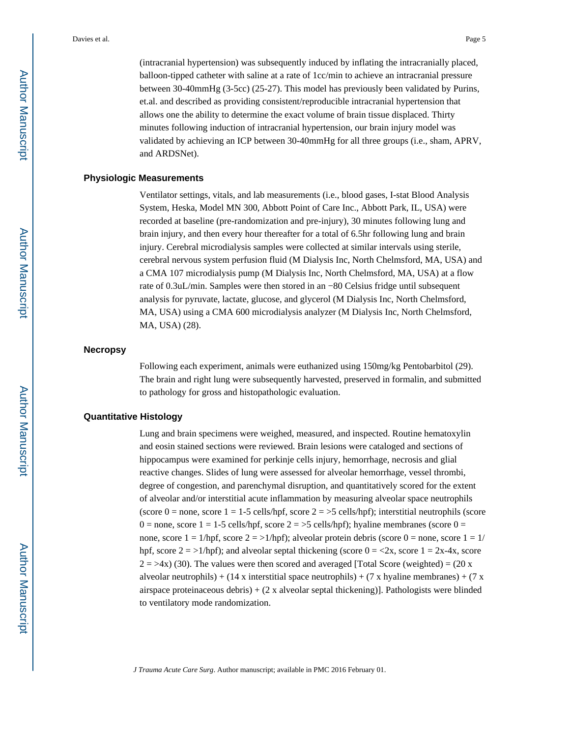(intracranial hypertension) was subsequently induced by inflating the intracranially placed, balloon-tipped catheter with saline at a rate of 1cc/min to achieve an intracranial pressure between 30-40mmHg (3-5cc) (25-27). This model has previously been validated by Purins, et.al. and described as providing consistent/reproducible intracranial hypertension that allows one the ability to determine the exact volume of brain tissue displaced. Thirty minutes following induction of intracranial hypertension, our brain injury model was validated by achieving an ICP between 30-40mmHg for all three groups (i.e., sham, APRV, and ARDSNet).

### Physiologic Measurements

Ventilator settings, vitals, and lab measurements (i.e., blood gases, I-stat Blood Analysis System, Heska, Model MN 300, Abbott Point of Care Inc., Abbott Park, IL, USA) were recorded at baseline (pre-randomization and pre-injury), 30 minutes following lung and brain injury, and then every hour thereafter for a total of 6.5hr following lung and brain injury. Cerebral microdialysis samples were collected at similar intervals using sterile, cerebral nervous system perfusion fluid (M Dialysis Inc, North Chelmsford, MA, USA) and a CMA 107 microdialysis pump (M Dialysis Inc, North Chelmsford, MA, USA) at a flow rate of 0.3uL/min. Samples were then stored in an −80 Celsius fridge until subsequent analysis for pyruvate, lactate, glucose, and glycerol (M Dialysis Inc, North Chelmsford, MA, USA) using a CMA 600 microdialysis analyzer (M Dialysis Inc, North Chelmsford, MA, USA) (28).

### Necropsy

Following each experiment, animals were euthanized using 150mg/kg Pentobarbitol (29). The brain and right lung were subsequently harvested, preserved in formalin, and submitted to pathology for gross and histopathologic evaluation.

### Quantitative Histology

Lung and brain specimens were weighed, measured, and inspected. Routine hematoxylin and eosin stained sections were reviewed. Brain lesions were cataloged and sections of hippocampus were examined for perkinje cells injury, hemorrhage, necrosis and glial reactive changes. Slides of lung were assessed for alveolar hemorrhage, vessel thrombi, degree of congestion, and parenchymal disruption, and quantitatively scored for the extent of alveolar and/or interstitial acute inflammation by measuring alveolar space neutrophils (score 0 = none, score 1 = 1-5 cells/hpf, score 2 = >5 cells/hpf); interstitial neutrophils (score 0 = none, score 1 = 1-5 cells/hpf, score 2 = >5 cells/hpf); hyaline membranes (score 0 = none, score 1 = 1/hpf, score 2 = >1/hpf); alveolar protein debris (score 0 = none, score 1 = 1/hpf, score 2 = >1/hpf); and alveolar septal thickening (score 0 = <2x, score 1 = 2x-4x, score 2 = >4x) (30). The values were then scored and averaged [Total Score (weighted) = (20 x alveolar neutrophils) + (14 x interstitial space neutrophils) + (7 x hyaline membranes) + (7 x airspace proteinaceous debris) + (2 x alveolar septal thickening)]. Pathologists were blinded to ventilatory mode randomization.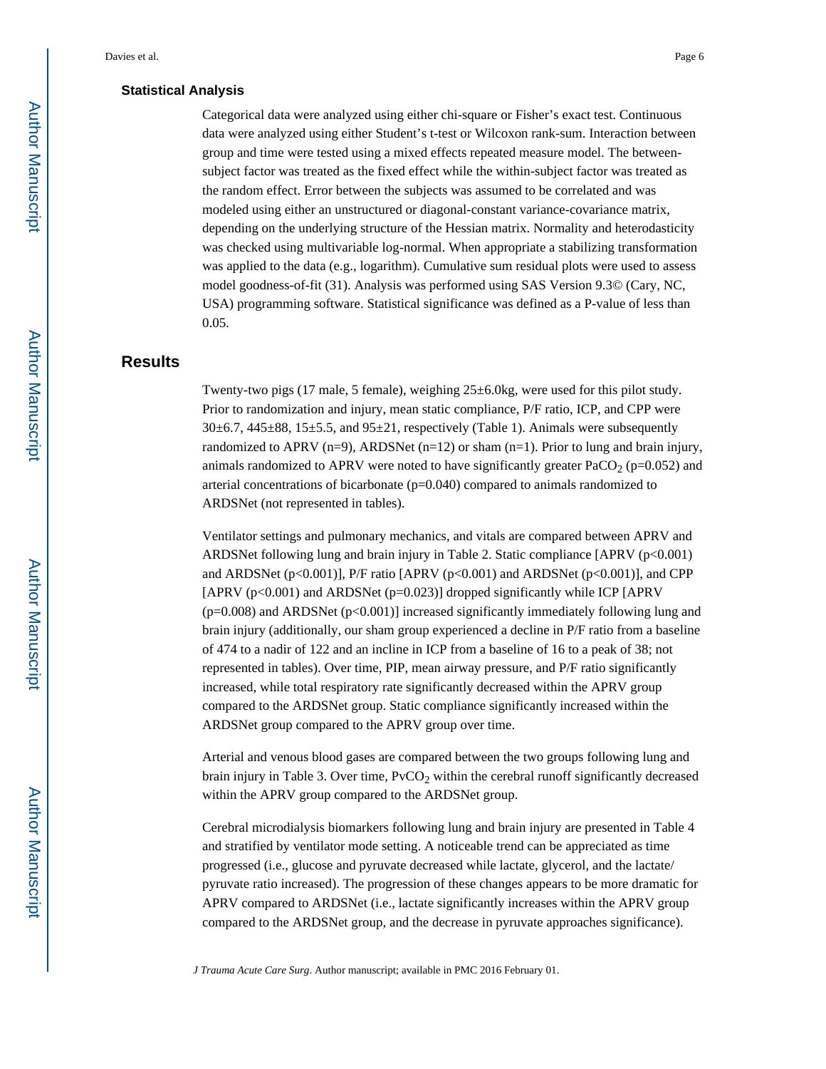### Statistical Analysis

Categorical data were analyzed using either chi-square or Fisher's exact test. Continuous data were analyzed using either Student's t-test or Wilcoxon rank-sum. Interaction between group and time were tested using a mixed effects repeated measure model. The between-subject factor was treated as the fixed effect while the within-subject factor was treated as the random effect. Error between the subjects was assumed to be correlated and was modeled using either an unstructured or diagonal-constant variance-covariance matrix, depending on the underlying structure of the Hessian matrix. Normality and heterodasticity was checked using multivariable log-normal. When appropriate a stabilizing transformation was applied to the data (e.g., logarithm). Cumulative sum residual plots were used to assess model goodness-of-fit (31). Analysis was performed using SAS Version 9.3© (Cary, NC, USA) programming software. Statistical significance was defined as a P-value of less than 0.05.

## Results

Twenty-two pigs (17 male, 5 female), weighing 25±6.0kg, were used for this pilot study. Prior to randomization and injury, mean static compliance, P/F ratio, ICP, and CPP were 30±6.7, 445±88, 15±5.5, and 95±21, respectively (Table 1). Animals were subsequently randomized to APRV (n=9), ARDSNet (n=12) or sham (n=1). Prior to lung and brain injury, animals randomized to APRV were noted to have significantly greater $PaCO_2$ (p=0.052) and arterial concentrations of bicarbonate (p=0.040) compared to animals randomized to ARDSNet (not represented in tables).

Ventilator settings and pulmonary mechanics, and vitals are compared between APRV and ARDSNet following lung and brain injury in Table 2. Static compliance [APRV (p<0.001) and ARDSNet (p<0.001)], P/F ratio [APRV (p<0.001) and ARDSNet (p<0.001)], and CPP [APRV (p<0.001) and ARDSNet (p=0.023)] dropped significantly while ICP [APRV (p=0.008) and ARDSNet (p<0.001)] increased significantly immediately following lung and brain injury (additionally, our sham group experienced a decline in P/F ratio from a baseline of 474 to a nadir of 122 and an incline in ICP from a baseline of 16 to a peak of 38; not represented in tables). Over time, PIP, mean airway pressure, and P/F ratio significantly increased, while total respiratory rate significantly decreased within the APRV group compared to the ARDSNet group. Static compliance significantly increased within the ARDSNet group compared to the APRV group over time.

Arterial and venous blood gases are compared between the two groups following lung and brain injury in Table 3. Over time, $PvCO_2$ within the cerebral runoff significantly decreased within the APRV group compared to the ARDSNet group.

Cerebral microdialysis biomarkers following lung and brain injury are presented in Table 4 and stratified by ventilator mode setting. A noticeable trend can be appreciated as time progressed (i.e., glucose and pyruvate decreased while lactate, glycerol, and the lactate/pyruvate ratio increased). The progression of these changes appears to be more dramatic for APRV compared to ARDSNet (i.e., lactate significantly increases within the APRV group compared to the ARDSNet group, and the decrease in pyruvate approaches significance).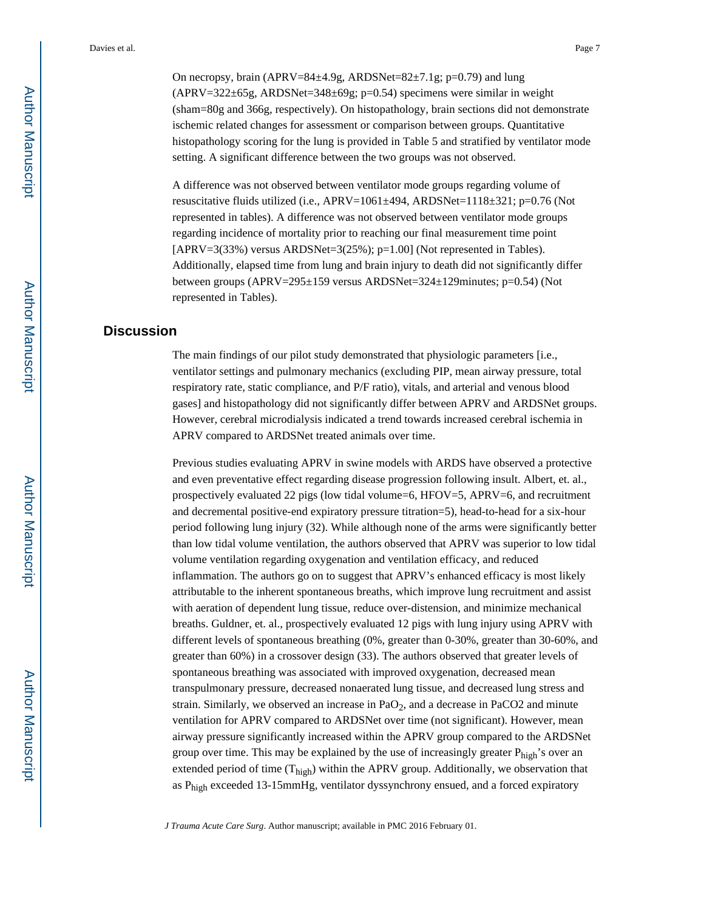On necropsy, brain (APRV=84±4.9g, ARDSNet=82±7.1g; p=0.79) and lung (APRV=322±65g, ARDSNet=348±69g; p=0.54) specimens were similar in weight (sham=80g and 366g, respectively). On histopathology, brain sections did not demonstrate ischemic related changes for assessment or comparison between groups. Quantitative histopathology scoring for the lung is provided in Table 5 and stratified by ventilator mode setting. A significant difference between the two groups was not observed.

A difference was not observed between ventilator mode groups regarding volume of resuscitative fluids utilized (i.e., APRV=1061±494, ARDSNet=1118±321; p=0.76 (Not represented in tables). A difference was not observed between ventilator mode groups regarding incidence of mortality prior to reaching our final measurement time point [APRV=3(33%) versus ARDSNet=3(25%); p=1.00] (Not represented in Tables). Additionally, elapsed time from lung and brain injury to death did not significantly differ between groups (APRV=295±159 versus ARDSNet=324±129minutes; p=0.54) (Not represented in Tables).

## Discussion

The main findings of our pilot study demonstrated that physiologic parameters [i.e., ventilator settings and pulmonary mechanics (excluding PIP, mean airway pressure, total respiratory rate, static compliance, and P/F ratio), vitals, and arterial and venous blood gases] and histopathology did not significantly differ between APRV and ARDSNet groups. However, cerebral microdialysis indicated a trend towards increased cerebral ischemia in APRV compared to ARDSNet treated animals over time.

Previous studies evaluating APRV in swine models with ARDS have observed a protective and even preventative effect regarding disease progression following insult. Albert, et. al., prospectively evaluated 22 pigs (low tidal volume=6, HFOV=5, APRV=6, and recruitment and decremental positive-end expiratory pressure titration=5), head-to-head for a six-hour period following lung injury (32). While although none of the arms were significantly better than low tidal volume ventilation, the authors observed that APRV was superior to low tidal volume ventilation regarding oxygenation and ventilation efficacy, and reduced inflammation. The authors go on to suggest that APRV's enhanced efficacy is most likely attributable to the inherent spontaneous breaths, which improve lung recruitment and assist with aeration of dependent lung tissue, reduce over-distension, and minimize mechanical breaths. Guldner, et. al., prospectively evaluated 12 pigs with lung injury using APRV with different levels of spontaneous breathing (0%, greater than 0-30%, greater than 30-60%, and greater than 60%) in a crossover design (33). The authors observed that greater levels of spontaneous breathing was associated with improved oxygenation, decreased mean transpulmonary pressure, decreased nonaerated lung tissue, and decreased lung stress and strain. Similarly, we observed an increase in $PaO_2$, and a decrease in PaCO2 and minute ventilation for APRV compared to ARDSNet over time (not significant). However, mean airway pressure significantly increased within the APRV group compared to the ARDSNet group over time. This may be explained by the use of increasingly greater $P_{high}$'s over an extended period of time ($T_{high}$) within the APRV group. Additionally, we observation that as $P_{high}$ exceeded 13-15mmHg, ventilator dyssynchrony ensued, and a forced expiratory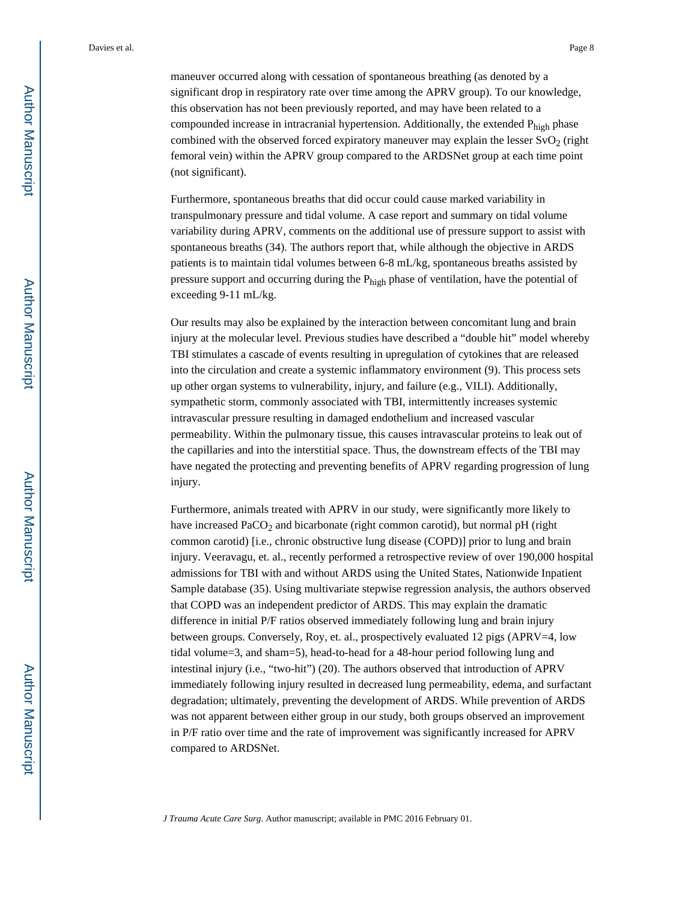maneuver occurred along with cessation of spontaneous breathing (as denoted by a significant drop in respiratory rate over time among the APRV group). To our knowledge, this observation has not been previously reported, and may have been related to a compounded increase in intracranial hypertension. Additionally, the extended $P_{high}$ phase combined with the observed forced expiratory maneuver may explain the lesser $SvO_2$ (right femoral vein) within the APRV group compared to the ARDSNet group at each time point (not significant).

Furthermore, spontaneous breaths that did occur could cause marked variability in transpulmonary pressure and tidal volume. A case report and summary on tidal volume variability during APRV, comments on the additional use of pressure support to assist with spontaneous breaths (34). The authors report that, while although the objective in ARDS patients is to maintain tidal volumes between 6-8 mL/kg, spontaneous breaths assisted by pressure support and occurring during the $P_{high}$ phase of ventilation, have the potential of exceeding 9-11 mL/kg.

Our results may also be explained by the interaction between concomitant lung and brain injury at the molecular level. Previous studies have described a "double hit" model whereby TBI stimulates a cascade of events resulting in upregulation of cytokines that are released into the circulation and create a systemic inflammatory environment (9). This process sets up other organ systems to vulnerability, injury, and failure (e.g., VILI). Additionally, sympathetic storm, commonly associated with TBI, intermittently increases systemic intravascular pressure resulting in damaged endothelium and increased vascular permeability. Within the pulmonary tissue, this causes intravascular proteins to leak out of the capillaries and into the interstitial space. Thus, the downstream effects of the TBI may have negated the protecting and preventing benefits of APRV regarding progression of lung injury.

Furthermore, animals treated with APRV in our study, were significantly more likely to have increased $PaCO_2$ and bicarbonate (right common carotid), but normal pH (right common carotid) [i.e., chronic obstructive lung disease (COPD)] prior to lung and brain injury. Veeravagu, et. al., recently performed a retrospective review of over 190,000 hospital admissions for TBI with and without ARDS using the United States, Nationwide Inpatient Sample database (35). Using multivariate stepwise regression analysis, the authors observed that COPD was an independent predictor of ARDS. This may explain the dramatic difference in initial P/F ratios observed immediately following lung and brain injury between groups. Conversely, Roy, et. al., prospectively evaluated 12 pigs (APRV=4, low tidal volume=3, and sham=5), head-to-head for a 48-hour period following lung and intestinal injury (i.e., "two-hit") (20). The authors observed that introduction of APRV immediately following injury resulted in decreased lung permeability, edema, and surfactant degradation; ultimately, preventing the development of ARDS. While prevention of ARDS was not apparent between either group in our study, both groups observed an improvement in P/F ratio over time and the rate of improvement was significantly increased for APRV compared to ARDSNet.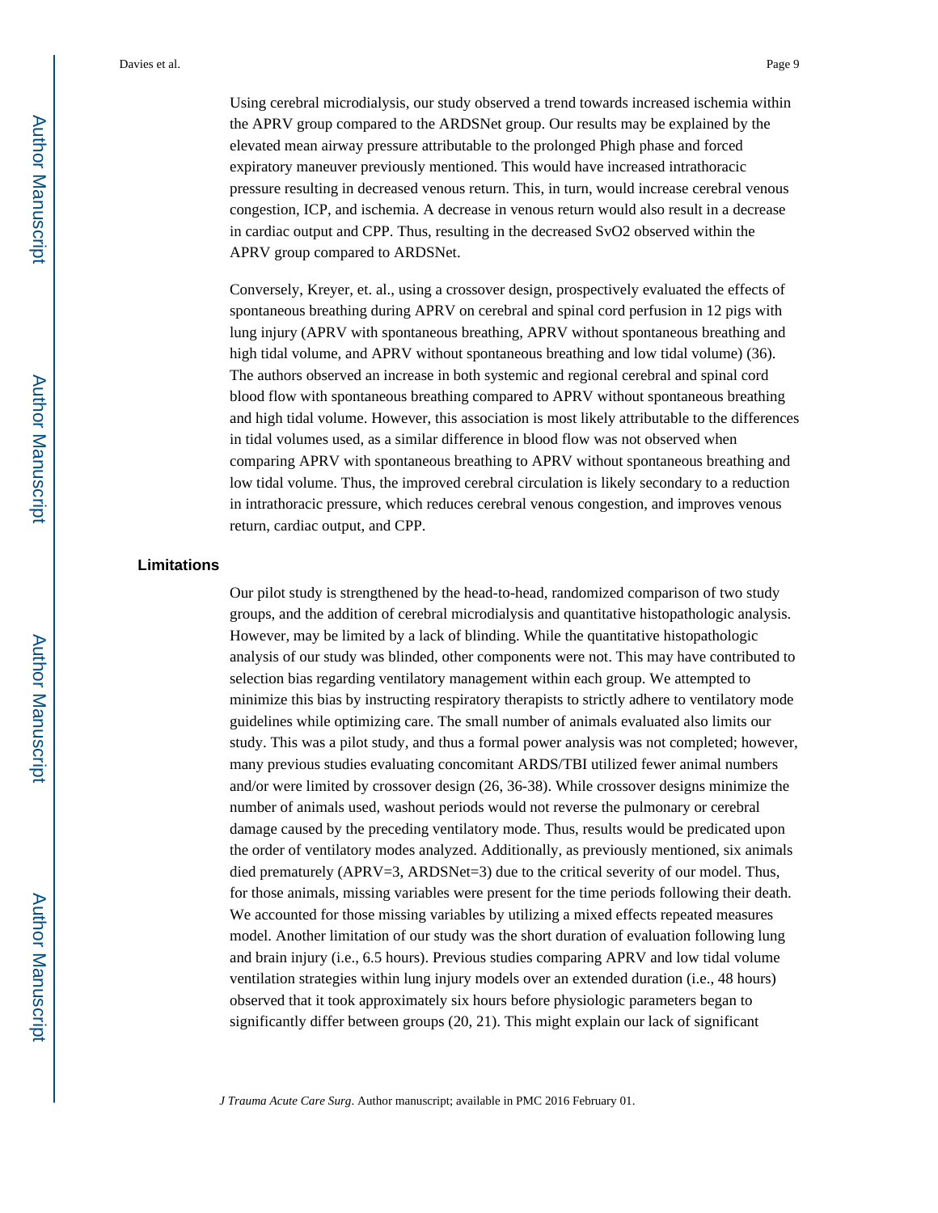Using cerebral microdialysis, our study observed a trend towards increased ischemia within the APRV group compared to the ARDSNet group. Our results may be explained by the elevated mean airway pressure attributable to the prolonged Phigh phase and forced expiratory maneuver previously mentioned. This would have increased intrathoracic pressure resulting in decreased venous return. This, in turn, would increase cerebral venous congestion, ICP, and ischemia. A decrease in venous return would also result in a decrease in cardiac output and CPP. Thus, resulting in the decreased $SvO_2$ observed within the APRV group compared to ARDSNet.

Conversely, Kreyer, et. al., using a crossover design, prospectively evaluated the effects of spontaneous breathing during APRV on cerebral and spinal cord perfusion in 12 pigs with lung injury (APRV with spontaneous breathing, APRV without spontaneous breathing and high tidal volume, and APRV without spontaneous breathing and low tidal volume) (36). The authors observed an increase in both systemic and regional cerebral and spinal cord blood flow with spontaneous breathing compared to APRV without spontaneous breathing and high tidal volume. However, this association is most likely attributable to the differences in tidal volumes used, as a similar difference in blood flow was not observed when comparing APRV with spontaneous breathing to APRV without spontaneous breathing and low tidal volume. Thus, the improved cerebral circulation is likely secondary to a reduction in intrathoracic pressure, which reduces cerebral venous congestion, and improves venous return, cardiac output, and CPP.

## Limitations

Our pilot study is strengthened by the head-to-head, randomized comparison of two study groups, and the addition of cerebral microdialysis and quantitative histopathologic analysis. However, may be limited by a lack of blinding. While the quantitative histopathologic analysis of our study was blinded, other components were not. This may have contributed to selection bias regarding ventilatory management within each group. We attempted to minimize this bias by instructing respiratory therapists to strictly adhere to ventilatory mode guidelines while optimizing care. The small number of animals evaluated also limits our study. This was a pilot study, and thus a formal power analysis was not completed; however, many previous studies evaluating concomitant ARDS/TBI utilized fewer animal numbers and/or were limited by crossover design (26, 36-38). While crossover designs minimize the number of animals used, washout periods would not reverse the pulmonary or cerebral damage caused by the preceding ventilatory mode. Thus, results would be predicated upon the order of ventilatory modes analyzed. Additionally, as previously mentioned, six animals died prematurely (APRV=3, ARDSNet=3) due to the critical severity of our model. Thus, for those animals, missing variables were present for the time periods following their death. We accounted for those missing variables by utilizing a mixed effects repeated measures model. Another limitation of our study was the short duration of evaluation following lung and brain injury (i.e., 6.5 hours). Previous studies comparing APRV and low tidal volume ventilation strategies within lung injury models over an extended duration (i.e., 48 hours) observed that it took approximately six hours before physiologic parameters began to significantly differ between groups (20, 21). This might explain our lack of significant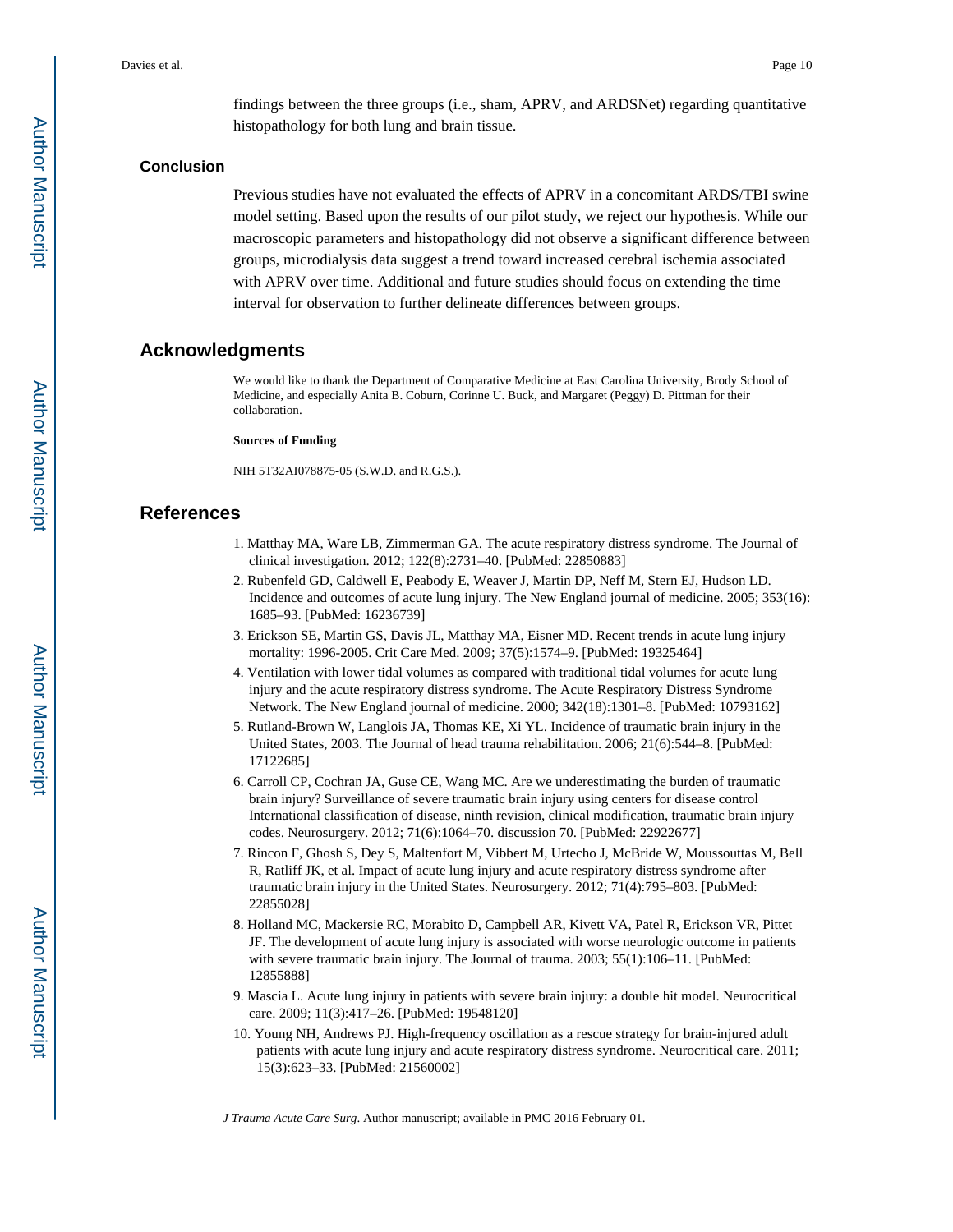findings between the three groups (i.e., sham, APRV, and ARDSNet) regarding quantitative histopathology for both lung and brain tissue.

### Conclusion

Previous studies have not evaluated the effects of APRV in a concomitant ARDS/TBI swine model setting. Based upon the results of our pilot study, we reject our hypothesis. While our macroscopic parameters and histopathology did not observe a significant difference between groups, microdialysis data suggest a trend toward increased cerebral ischemia associated with APRV over time. Additional and future studies should focus on extending the time interval for observation to further delineate differences between groups.

## Acknowledgments

We would like to thank the Department of Comparative Medicine at East Carolina University, Brody School of Medicine, and especially Anita B. Coburn, Corinne U. Buck, and Margaret (Peggy) D. Pittman for their collaboration.

#### Sources of Funding

NIH 5T32AI078875-05 (S.W.D. and R.G.S.).

## References

1. Matthay MA, Ware LB, Zimmerman GA. The acute respiratory distress syndrome. The Journal of clinical investigation. 2012; 122(8):2731–40. [PubMed: 22850883]
2. Rubenfeld GD, Caldwell E, Peabody E, Weaver J, Martin DP, Neff M, Stern EJ, Hudson LD. Incidence and outcomes of acute lung injury. The New England journal of medicine. 2005; 353(16): 1685–93. [PubMed: 16236739]
3. Erickson SE, Martin GS, Davis JL, Matthay MA, Eisner MD. Recent trends in acute lung injury mortality: 1996-2005. Crit Care Med. 2009; 37(5):1574–9. [PubMed: 19325464]
4. Ventilation with lower tidal volumes as compared with traditional tidal volumes for acute lung injury and the acute respiratory distress syndrome. The Acute Respiratory Distress Syndrome Network. The New England journal of medicine. 2000; 342(18):1301–8. [PubMed: 10793162]
5. Rutland-Brown W, Langlois JA, Thomas KE, Xi YL. Incidence of traumatic brain injury in the United States, 2003. The Journal of head trauma rehabilitation. 2006; 21(6):544–8. [PubMed: 17122685]
6. Carroll CP, Cochran JA, Guse CE, Wang MC. Are we underestimating the burden of traumatic brain injury? Surveillance of severe traumatic brain injury using centers for disease control International classification of disease, ninth revision, clinical modification, traumatic brain injury codes. Neurosurgery. 2012; 71(6):1064–70. discussion 70. [PubMed: 22922677]
7. Rincon F, Ghosh S, Dey S, Maltenfort M, Vibbert M, Urtecho J, McBride W, Moussouttas M, Bell R, Ratliff JK, et al. Impact of acute lung injury and acute respiratory distress syndrome after traumatic brain injury in the United States. Neurosurgery. 2012; 71(4):795–803. [PubMed: 22855028]
8. Holland MC, Mackersie RC, Morabito D, Campbell AR, Kivett VA, Patel R, Erickson VR, Pittet JF. The development of acute lung injury is associated with worse neurologic outcome in patients with severe traumatic brain injury. The Journal of trauma. 2003; 55(1):106–11. [PubMed: 12855888]
9. Mascia L. Acute lung injury in patients with severe brain injury: a double hit model. Neurocritical care. 2009; 11(3):417–26. [PubMed: 19548120]
10. Young NH, Andrews PJ. High-frequency oscillation as a rescue strategy for brain-injured adult patients with acute lung injury and acute respiratory distress syndrome. Neurocritical care. 2011; 15(3):623–33. [PubMed: 21560002]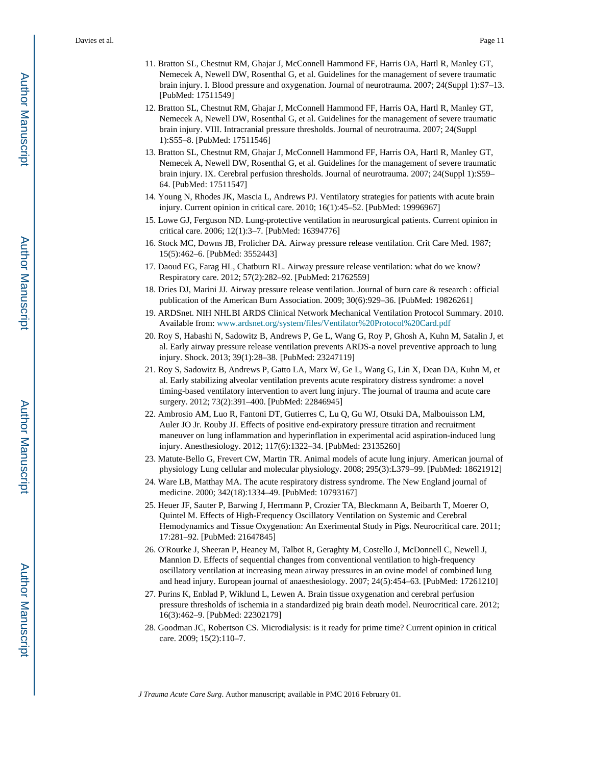11. Bratton SL, Chestnut RM, Ghajar J, McConnell Hammond FF, Harris OA, Hartl R, Manley GT, Nemecek A, Newell DW, Rosenthal G, et al. Guidelines for the management of severe traumatic brain injury. I. Blood pressure and oxygenation. Journal of neurotrauma. 2007; 24(Suppl 1):S7–13. [PubMed: 17511549]
12. Bratton SL, Chestnut RM, Ghajar J, McConnell Hammond FF, Harris OA, Hartl R, Manley GT, Nemecek A, Newell DW, Rosenthal G, et al. Guidelines for the management of severe traumatic brain injury. VIII. Intracranial pressure thresholds. Journal of neurotrauma. 2007; 24(Suppl 1):S55–8. [PubMed: 17511546]
13. Bratton SL, Chestnut RM, Ghajar J, McConnell Hammond FF, Harris OA, Hartl R, Manley GT, Nemecek A, Newell DW, Rosenthal G, et al. Guidelines for the management of severe traumatic brain injury. IX. Cerebral perfusion thresholds. Journal of neurotrauma. 2007; 24(Suppl 1):S59–64. [PubMed: 17511547]
14. Young N, Rhodes JK, Mascia L, Andrews PJ. Ventilatory strategies for patients with acute brain injury. Current opinion in critical care. 2010; 16(1):45–52. [PubMed: 19996967]
15. Lowe GJ, Ferguson ND. Lung-protective ventilation in neurosurgical patients. Current opinion in critical care. 2006; 12(1):3–7. [PubMed: 16394776]
16. Stock MC, Downs JB, Frolicher DA. Airway pressure release ventilation. Crit Care Med. 1987; 15(5):462–6. [PubMed: 3552443]
17. Daoud EG, Farag HL, Chatburn RL. Airway pressure release ventilation: what do we know? Respiratory care. 2012; 57(2):282–92. [PubMed: 21762559]
18. Dries DJ, Marini JJ. Airway pressure release ventilation. Journal of burn care & research : official publication of the American Burn Association. 2009; 30(6):929–36. [PubMed: 19826261]
19. ARDSnet. NIH NHLBI ARDS Clinical Network Mechanical Ventilation Protocol Summary. 2010. Available from: www.ardsnet.org/system/files/Ventilator%20Protocol%20Card.pdf
20. Roy S, Habashi N, Sadowitz B, Andrews P, Ge L, Wang G, Roy P, Ghosh A, Kuhn M, Satalin J, et al. Early airway pressure release ventilation prevents ARDS-a novel preventive approach to lung injury. Shock. 2013; 39(1):28–38. [PubMed: 23247119]
21. Roy S, Sadowitz B, Andrews P, Gatto LA, Marx W, Ge L, Wang G, Lin X, Dean DA, Kuhn M, et al. Early stabilizing alveolar ventilation prevents acute respiratory distress syndrome: a novel timing-based ventilatory intervention to avert lung injury. The journal of trauma and acute care surgery. 2012; 73(2):391–400. [PubMed: 22846945]
22. Ambrosio AM, Luo R, Fantoni DT, Gutierres C, Lu Q, Gu WJ, Otsuki DA, Malbouisson LM, Auler JO Jr. Rouby JJ. Effects of positive end-expiratory pressure titration and recruitment maneuver on lung inflammation and hyperinflation in experimental acid aspiration-induced lung injury. Anesthesiology. 2012; 117(6):1322–34. [PubMed: 23135260]
23. Matute-Bello G, Frevert CW, Martin TR. Animal models of acute lung injury. American journal of physiology Lung cellular and molecular physiology. 2008; 295(3):L379–99. [PubMed: 18621912]
24. Ware LB, Matthay MA. The acute respiratory distress syndrome. The New England journal of medicine. 2000; 342(18):1334–49. [PubMed: 10793167]
25. Heuer JF, Sauter P, Barwing J, Herrmann P, Crozier TA, Bleckmann A, Beibarth T, Moerer O, Quintel M. Effects of High-Frequency Oscillatory Ventilation on Systemic and Cerebral Hemodynamics and Tissue Oxygenation: An Exerimental Study in Pigs. Neurocritical care. 2011; 17:281–92. [PubMed: 21647845]
26. O'Rourke J, Sheeran P, Heaney M, Talbot R, Geraghty M, Costello J, McDonnell C, Newell J, Mannion D. Effects of sequential changes from conventional ventilation to high-frequency oscillatory ventilation at increasing mean airway pressures in an ovine model of combined lung and head injury. European journal of anaesthesiology. 2007; 24(5):454–63. [PubMed: 17261210]
27. Purins K, Enblad P, Wiklund L, Lewen A. Brain tissue oxygenation and cerebral perfusion pressure thresholds of ischemia in a standardized pig brain death model. Neurocritical care. 2012; 16(3):462–9. [PubMed: 22302179]
28. Goodman JC, Robertson CS. Microdialysis: is it ready for prime time? Current opinion in critical care. 2009; 15(2):110–7.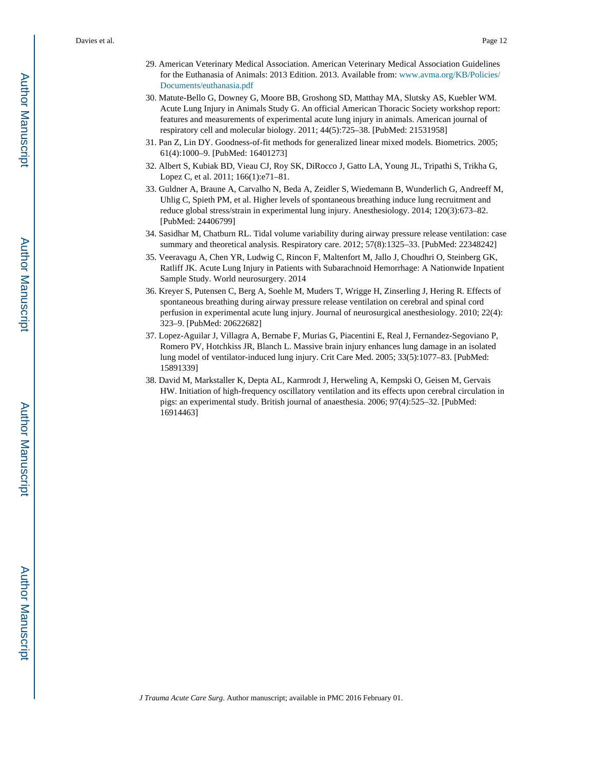29. American Veterinary Medical Association. American Veterinary Medical Association Guidelines for the Euthanasia of Animals: 2013 Edition. 2013. Available from: www.avma.org/KB/Policies/Documents/euthanasia.pdf
30. Matute-Bello G, Downey G, Moore BB, Groshong SD, Matthay MA, Slutsky AS, Kuebler WM. Acute Lung Injury in Animals Study G. An official American Thoracic Society workshop report: features and measurements of experimental acute lung injury in animals. American journal of respiratory cell and molecular biology. 2011; 44(5):725–38. [PubMed: 21531958]
31. Pan Z, Lin DY. Goodness-of-fit methods for generalized linear mixed models. Biometrics. 2005; 61(4):1000–9. [PubMed: 16401273]
32. Albert S, Kubiak BD, Vieau CJ, Roy SK, DiRocco J, Gatto LA, Young JL, Tripathi S, Trikha G, Lopez C, et al. 2011; 166(1):e71–81.
33. Guldner A, Braune A, Carvalho N, Beda A, Zeidler S, Wiedemann B, Wunderlich G, Andreeff M, Uhlig C, Spieth PM, et al. Higher levels of spontaneous breathing induce lung recruitment and reduce global stress/strain in experimental lung injury. Anesthesiology. 2014; 120(3):673–82. [PubMed: 24406799]
34. Sasidhar M, Chatburn RL. Tidal volume variability during airway pressure release ventilation: case summary and theoretical analysis. Respiratory care. 2012; 57(8):1325–33. [PubMed: 22348242]
35. Veeravagu A, Chen YR, Ludwig C, Rincon F, Maltenfort M, Jallo J, Choudhri O, Steinberg GK, Ratliff JK. Acute Lung Injury in Patients with Subarachnoid Hemorrhage: A Nationwide Inpatient Sample Study. World neurosurgery. 2014
36. Kreyer S, Putensen C, Berg A, Soehle M, Muders T, Wrigge H, Zinserling J, Hering R. Effects of spontaneous breathing during airway pressure release ventilation on cerebral and spinal cord perfusion in experimental acute lung injury. Journal of neurosurgical anesthesiology. 2010; 22(4):323–9. [PubMed: 20622682]
37. Lopez-Aguilar J, Villagra A, Bernabe F, Murias G, Piacentini E, Real J, Fernandez-Segoviano P, Romero PV, Hotchkiss JR, Blanch L. Massive brain injury enhances lung damage in an isolated lung model of ventilator-induced lung injury. Crit Care Med. 2005; 33(5):1077–83. [PubMed: 15891339]
38. David M, Markstaller K, Depta AL, Karmrodt J, Herweling A, Kempski O, Geisen M, Gervais HW. Initiation of high-frequency oscillatory ventilation and its effects upon cerebral circulation in pigs: an experimental study. British journal of anaesthesia. 2006; 97(4):525–32. [PubMed: 16914463]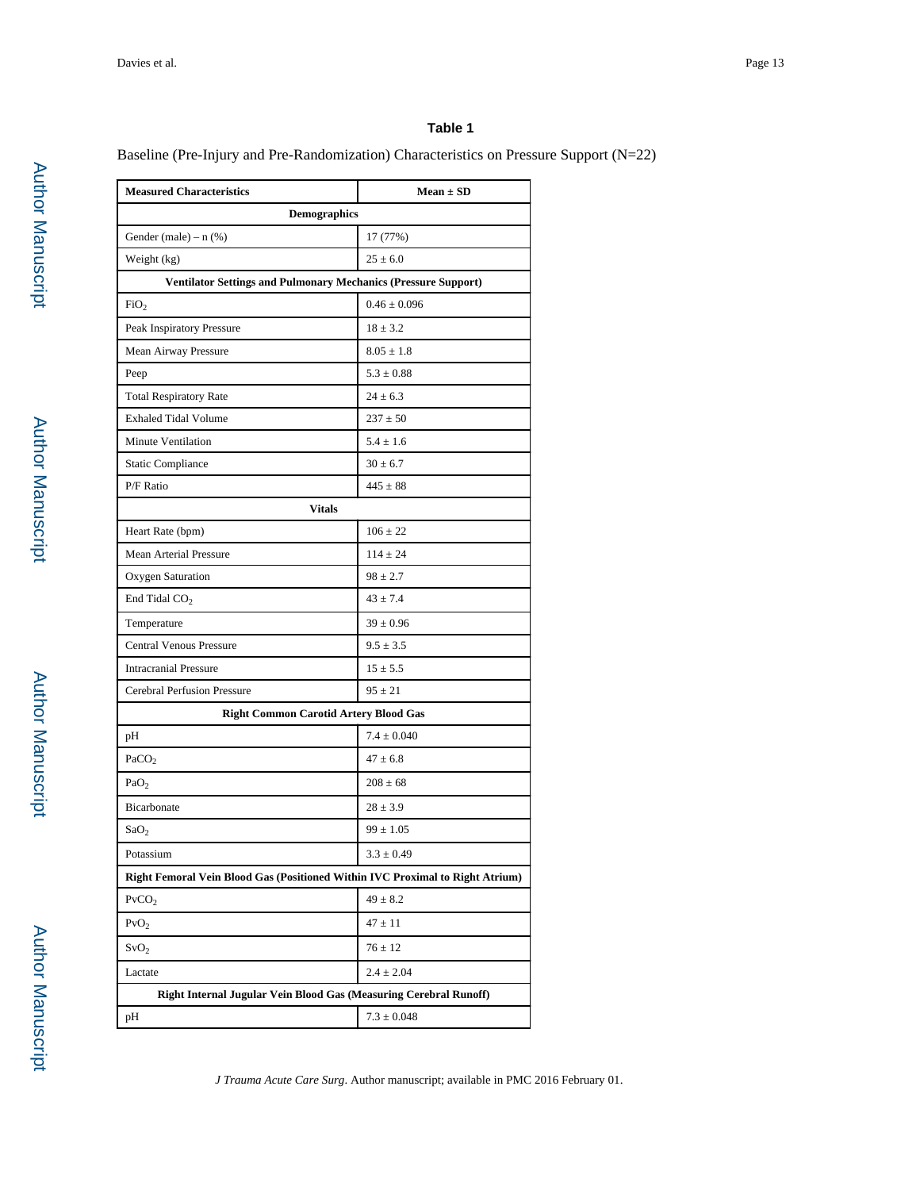### Table 1

Baseline (Pre-Injury and Pre-Randomization) Characteristics on Pressure Support (N=22)

| Measured Characteristics | Mean ± SD |
|---|---|
| **Demographics** | |
| Gender (male) – n (%) | 17 (77%) |
| Weight (kg) | 25 ± 6.0 |
| **Ventilator Settings and Pulmonary Mechanics (Pressure Support)** | |
| $FiO_2$ | 0.46 ± 0.096 |
| Peak Inspiratory Pressure | 18 ± 3.2 |
| Mean Airway Pressure | 8.05 ± 1.8 |
| Peep | 5.3 ± 0.88 |
| Total Respiratory Rate | 24 ± 6.3 |
| Exhaled Tidal Volume | 237 ± 50 |
| Minute Ventilation | 5.4 ± 1.6 |
| Static Compliance | 30 ± 6.7 |
| P/F Ratio | 445 ± 88 |
| **Vitals** | |
| Heart Rate (bpm) | 106 ± 22 |
| Mean Arterial Pressure | 114 ± 24 |
| Oxygen Saturation | 98 ± 2.7 |
| End Tidal $CO_2$ | 43 ± 7.4 |
| Temperature | 39 ± 0.96 |
| Central Venous Pressure | 9.5 ± 3.5 |
| Intracranial Pressure | 15 ± 5.5 |
| Cerebral Perfusion Pressure | 95 ± 21 |
| **Right Common Carotid Artery Blood Gas** | |
| pH | 7.4 ± 0.040 |
| $PaCO_2$ | 47 ± 6.8 |
| $PaO_2$ | 208 ± 68 |
| Bicarbonate | 28 ± 3.9 |
| $SaO_2$ | 99 ± 1.05 |
| Potassium | 3.3 ± 0.49 |
| **Right Femoral Vein Blood Gas (Positioned Within IVC Proximal to Right Atrium)** | |
| $PvCO_2$ | 49 ± 8.2 |
| $PvO_2$ | 47 ± 11 |
| $SvO_2$ | 76 ± 12 |
| Lactate | 2.4 ± 2.04 |
| **Right Internal Jugular Vein Blood Gas (Measuring Cerebral Runoff)** | |
| pH | 7.3 ± 0.048 |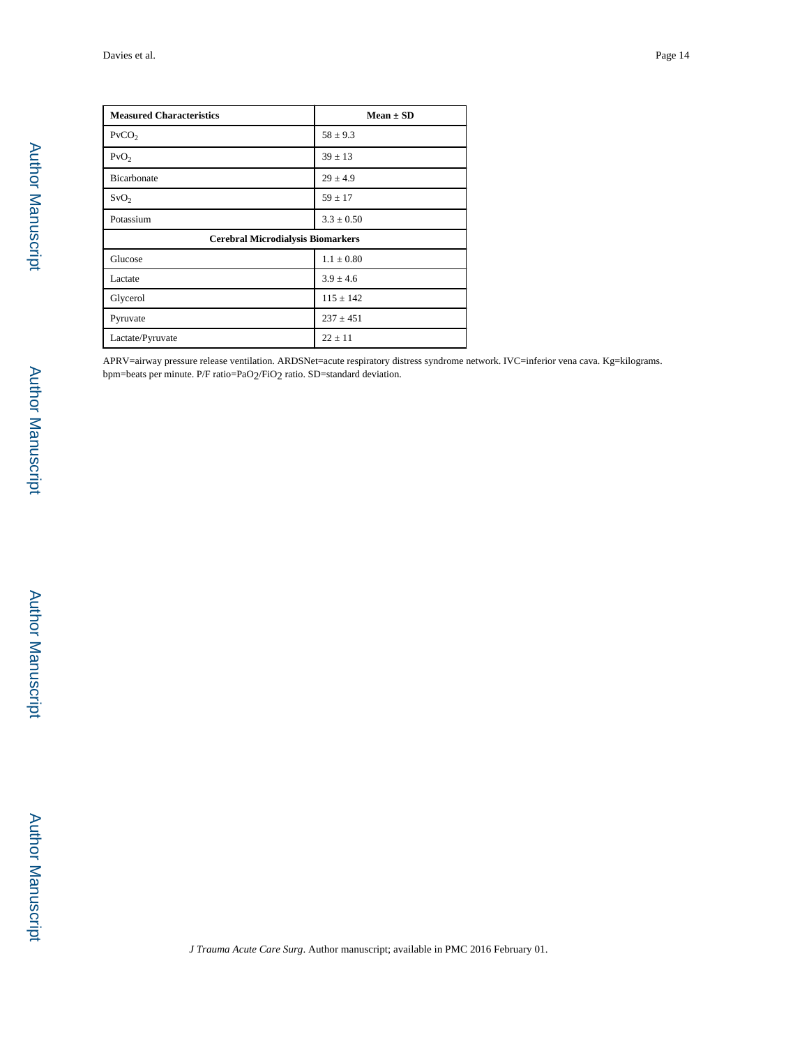| Measured Characteristics | Mean ± SD |
|---|---|
| $PvCO_2$ | 58 ± 9.3 |
| $PvO_2$ | 39 ± 13 |
| Bicarbonate | 29 ± 4.9 |
| $SvO_2$ | 59 ± 17 |
| Potassium | 3.3 ± 0.50 |
| **Cerebral Microdialysis Biomarkers** | |
| Glucose | 1.1 ± 0.80 |
| Lactate | 3.9 ± 4.6 |
| Glycerol | 115 ± 142 |
| Pyruvate | 237 ± 451 |
| Lactate/Pyruvate | 22 ± 11 |

APRV=airway pressure release ventilation. ARDSNet=acute respiratory distress syndrome network. IVC=inferior vena cava. Kg=kilograms. bpm=beats per minute. P/F ratio=$PaO_2/FiO_2$ ratio. SD=standard deviation.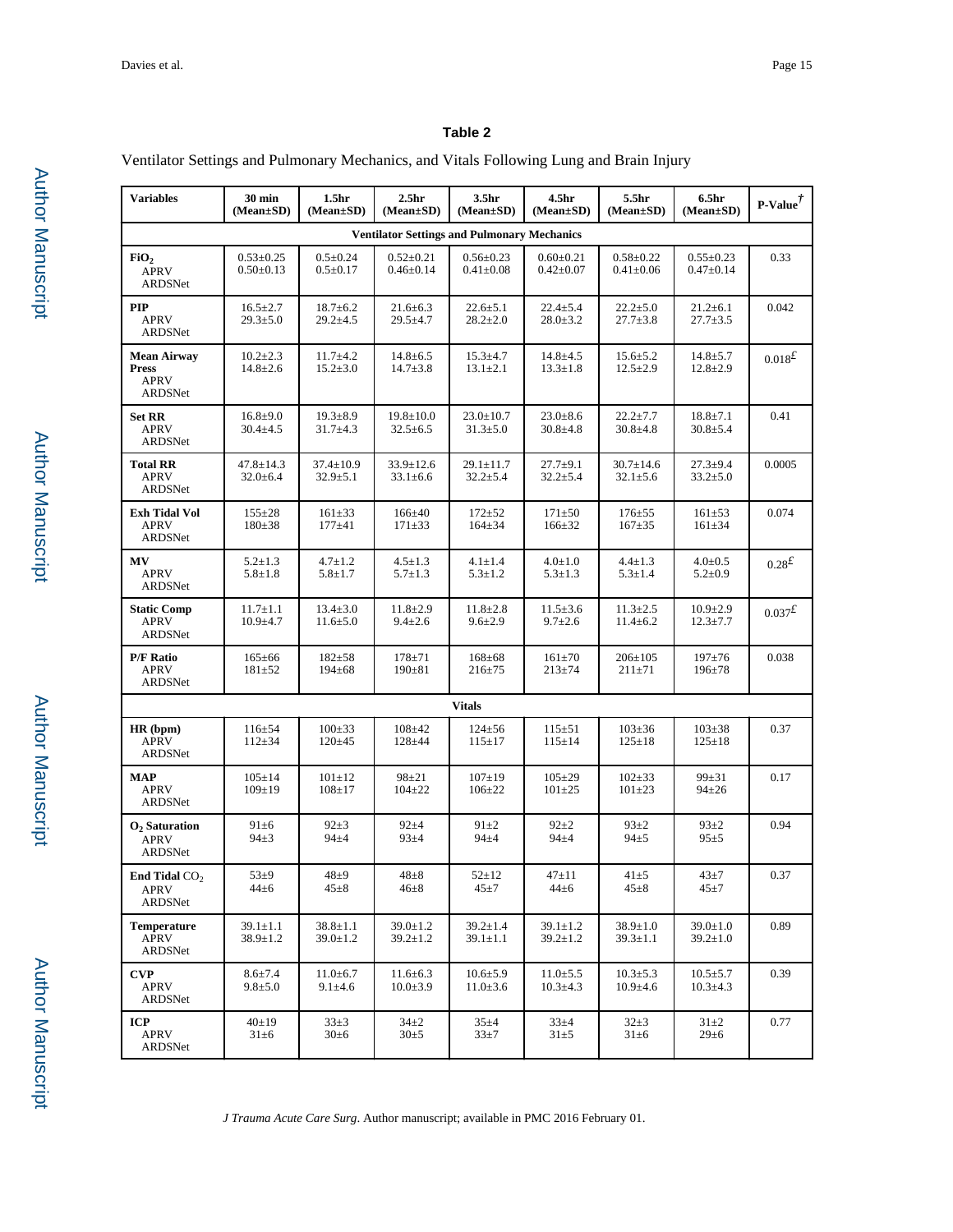**Table 2**

Ventilator Settings and Pulmonary Mechanics, and Vitals Following Lung and Brain Injury

| Variables | 30 min (Mean±SD) | 1.5hr (Mean±SD) | 2.5hr (Mean±SD) | 3.5hr (Mean±SD) | 4.5hr (Mean±SD) | 5.5hr (Mean±SD) | 6.5hr (Mean±SD) | P-Value[†] |
|---|---|---|---|---|---|---|---|---|
| **Ventilator Settings and Pulmonary Mechanics** | | | | | | | | |
| **$FiO_2$** APRV ARDSNet | 0.53±0.25 0.50±0.13 | 0.5±0.24 0.5±0.17 | 0.52±0.21 0.46±0.14 | 0.56±0.23 0.41±0.08 | 0.60±0.21 0.42±0.07 | 0.58±0.22 0.41±0.06 | 0.55±0.23 0.47±0.14 | 0.33 |
| **PIP** APRV ARDSNet | 16.5±2.7 29.3±5.0 | 18.7±6.2 29.2±4.5 | 21.6±6.3 29.5±4.7 | 22.6±5.1 28.2±2.0 | 22.4±5.4 28.0±3.2 | 22.2±5.0 27.7±3.8 | 21.2±6.1 27.7±3.5 | 0.042 |
| **Mean Airway Press** APRV ARDSNet | 10.2±2.3 14.8±2.6 | 11.7±4.2 15.2±3.0 | 14.8±6.5 14.7±3.8 | 15.3±4.7 13.1±2.1 | 14.8±4.5 13.3±1.8 | 15.6±5.2 12.5±2.9 | 14.8±5.7 12.8±2.9 | 0.018[£] |
| **Set RR** APRV ARDSNet | 16.8±9.0 30.4±4.5 | 19.3±8.9 31.7±4.3 | 19.8±10.0 32.5±6.5 | 23.0±10.7 31.3±5.0 | 23.0±8.6 30.8±4.8 | 22.2±7.7 30.8±4.8 | 18.8±7.1 30.8±5.4 | 0.41 |
| **Total RR** APRV ARDSNet | 47.8±14.3 32.0±6.4 | 37.4±10.9 32.9±5.1 | 33.9±12.6 33.1±6.6 | 29.1±11.7 32.2±5.4 | 27.7±9.1 32.2±5.4 | 30.7±14.6 32.1±5.6 | 27.3±9.4 33.2±5.0 | 0.0005 |
| **Exh Tidal Vol** APRV ARDSNet | 155±28 180±38 | 161±33 177±41 | 166±40 171±33 | 172±52 164±34 | 171±50 166±32 | 176±55 167±35 | 161±53 161±34 | 0.074 |
| **MV** APRV ARDSNet | 5.2±1.3 5.8±1.8 | 4.7±1.2 5.8±1.7 | 4.5±1.3 5.7±1.3 | 4.1±1.4 5.3±1.2 | 4.0±1.0 5.3±1.3 | 4.4±1.3 5.3±1.4 | 4.0±0.5 5.2±0.9 | 0.28[£] |
| **Static Comp** APRV ARDSNet | 11.7±1.1 10.9±4.7 | 13.4±3.0 11.6±5.0 | 11.8±2.9 9.4±2.6 | 11.8±2.8 9.6±2.9 | 11.5±3.6 9.7±2.6 | 11.3±2.5 11.4±6.2 | 10.9±2.9 12.3±7.7 | 0.037[£] |
| **P/F Ratio** APRV ARDSNet | 165±66 181±52 | 182±58 194±68 | 178±71 190±81 | 168±68 216±75 | 161±70 213±74 | 206±105 211±71 | 197±76 196±78 | 0.038 |
| **Vitals** | | | | | | | | |
| **HR (bpm)** APRV ARDSNet | 116±54 112±34 | 100±33 120±45 | 108±42 128±44 | 124±56 115±17 | 115±51 115±14 | 103±36 125±18 | 103±38 125±18 | 0.37 |
| **MAP** APRV ARDSNet | 105±14 109±19 | 101±12 108±17 | 98±21 104±22 | 107±19 106±22 | 105±29 101±25 | 102±33 101±23 | 99±31 94±26 | 0.17 |
| **$O_2$ Saturation** APRV ARDSNet | 91±6 94±3 | 92±3 94±4 | 92±4 93±4 | 91±2 94±4 | 92±2 94±4 | 93±2 94±5 | 93±2 95±5 | 0.94 |
| **End Tidal $CO_2$** APRV ARDSNet | 53±9 44±6 | 48±9 45±8 | 48±8 46±8 | 52±12 45±7 | 47±11 44±6 | 41±5 45±8 | 43±7 45±7 | 0.37 |
| **Temperature** APRV ARDSNet | 39.1±1.1 38.9±1.2 | 38.8±1.1 39.0±1.2 | 39.0±1.2 39.2±1.2 | 39.2±1.4 39.1±1.1 | 39.1±1.2 39.2±1.2 | 38.9±1.0 39.3±1.1 | 39.0±1.0 39.2±1.0 | 0.89 |
| **CVP** APRV ARDSNet | 8.6±7.4 9.8±5.0 | 11.0±6.7 9.1±4.6 | 11.6±6.3 10.0±3.9 | 10.6±5.9 11.0±3.6 | 11.0±5.5 10.3±4.3 | 10.3±5.3 10.9±4.6 | 10.5±5.7 10.3±4.3 | 0.39 |
| **ICP** APRV ARDSNet | 40±19 31±6 | 33±3 30±6 | 34±2 30±5 | 35±4 33±7 | 33±4 31±5 | 32±3 31±6 | 31±2 29±6 | 0.77 |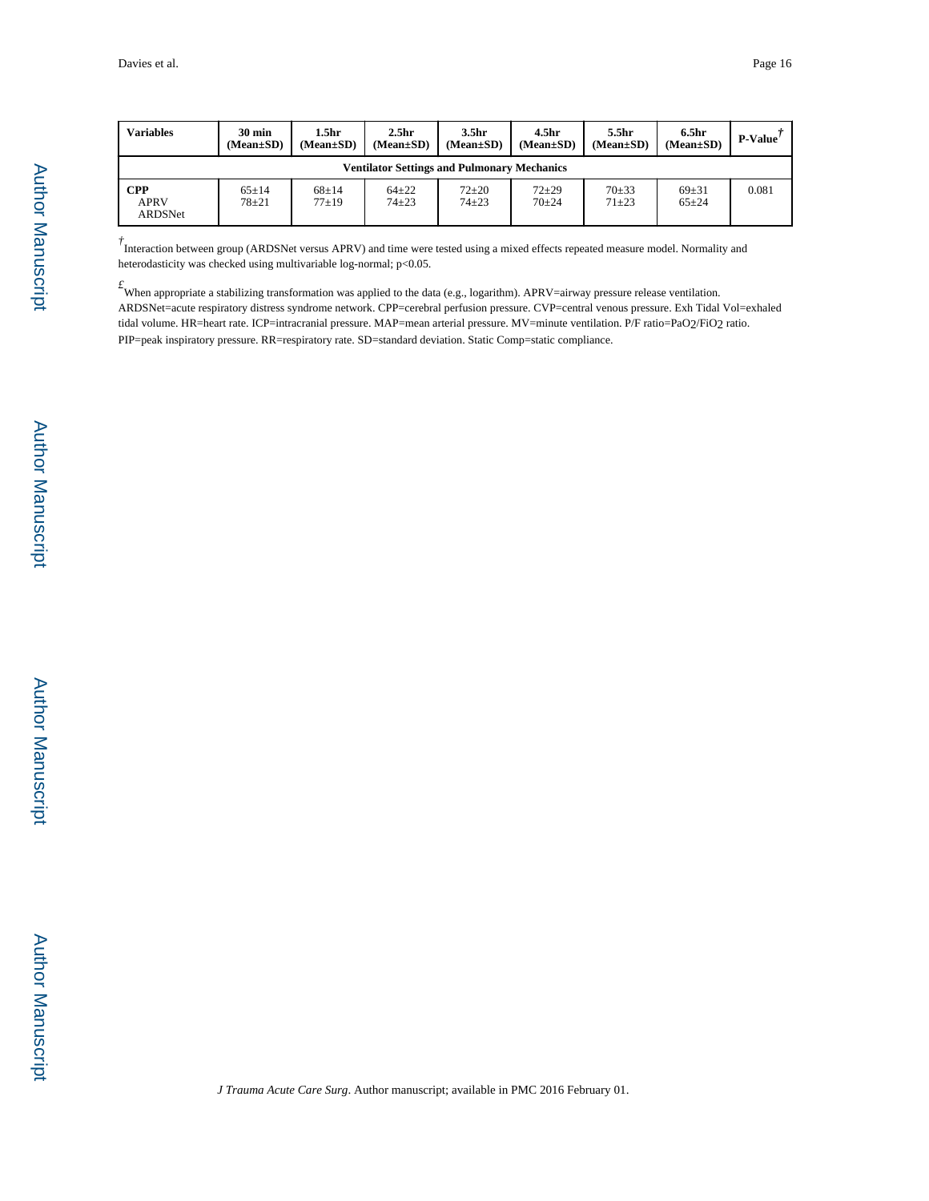| Variables | 30 min (Mean±SD) | 1.5hr (Mean±SD) | 2.5hr (Mean±SD) | 3.5hr (Mean±SD) | 4.5hr (Mean±SD) | 5.5hr (Mean±SD) | 6.5hr (Mean±SD) | P-Value† |
|---|---|---|---|---|---|---|---|---|
| **Ventilator Settings and Pulmonary Mechanics** | | | | | | | | |
| **CPP** | | | | | | | | 0.081 |
| APRV | 65±14 | 68±14 | 64±22 | 72±20 | 72±29 | 70±33 | 69±31 | |
| ARDSNet | 78±21 | 77±19 | 74±23 | 74±23 | 70±24 | 71±23 | 65±24 | |

† Interaction between group (ARDSNet versus APRV) and time were tested using a mixed effects repeated measure model. Normality and heterodasticity was checked using multivariable log-normal; $p<0.05$.

£ When appropriate a stabilizing transformation was applied to the data (e.g., logarithm). APRV=airway pressure release ventilation. ARDSNet=acute respiratory distress syndrome network. CPP=cerebral perfusion pressure. CVP=central venous pressure. Exh Tidal Vol=exhaled tidal volume. HR=heart rate. ICP=intracranial pressure. MAP=mean arterial pressure. MV=minute ventilation. P/F ratio=$PaO_2/FiO_2$ ratio. PIP=peak inspiratory pressure. RR=respiratory rate. SD=standard deviation. Static Comp=static compliance.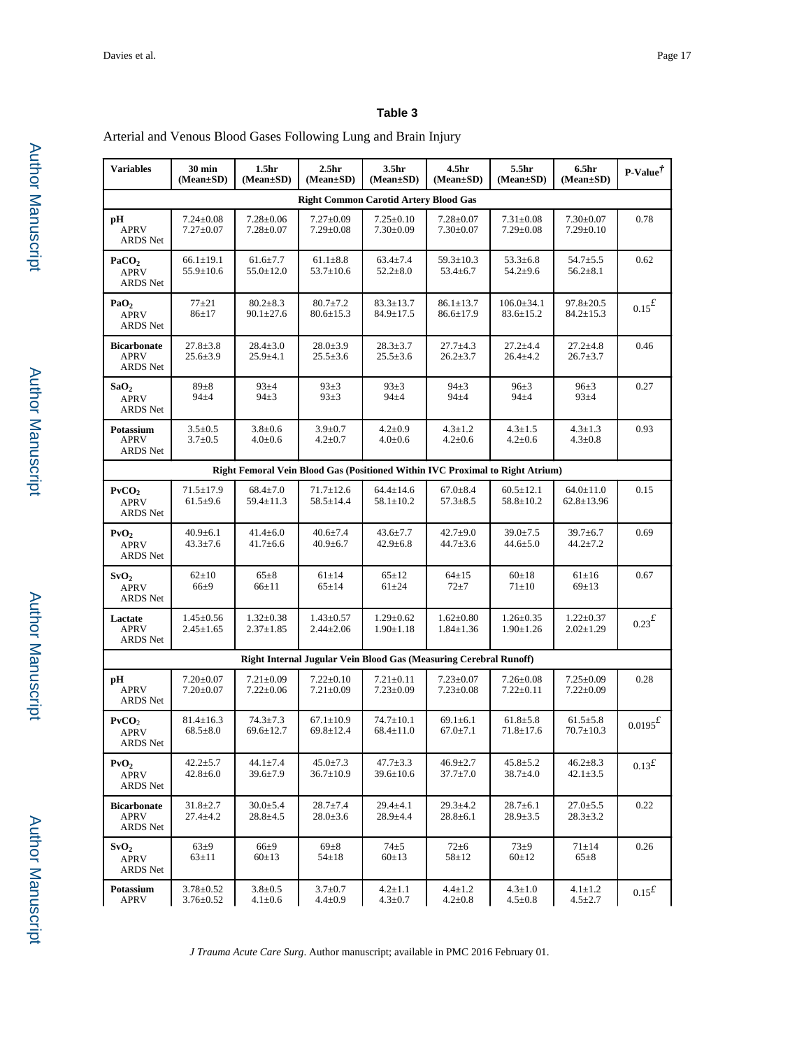**Table 3**

Arterial and Venous Blood Gases Following Lung and Brain Injury

| Variables | 30 min (Mean±SD) | 1.5hr (Mean±SD) | 2.5hr (Mean±SD) | 3.5hr (Mean±SD) | 4.5hr (Mean±SD) | 5.5hr (Mean±SD) | 6.5hr (Mean±SD) | P-Value[†] |
|---|---|---|---|---|---|---|---|---|
| **Right Common Carotid Artery Blood Gas** | | | | | | | | |
| **pH** APRV ARDS Net | 7.24±0.08 7.27±0.07 | 7.28±0.06 7.28±0.07 | 7.27±0.09 7.29±0.08 | 7.25±0.10 7.30±0.09 | 7.28±0.07 7.30±0.07 | 7.31±0.08 7.29±0.08 | 7.30±0.07 7.29±0.10 | 0.78 |
| **$PaCO_2$** APRV ARDS Net | 66.1±19.1 55.9±10.6 | 61.6±7.7 55.0±12.0 | 61.1±8.8 53.7±10.6 | 63.4±7.4 52.2±8.0 | 59.3±10.3 53.4±6.7 | 53.3±6.8 54.2±9.6 | 54.7±5.5 56.2±8.1 | 0.62 |
| **$PaO_2$** APRV ARDS Net | 77±21 86±17 | 80.2±8.3 90.1±27.6 | 80.7±7.2 80.6±15.3 | 83.3±13.7 84.9±17.5 | 86.1±13.7 86.6±17.9 | 106.0±34.1 83.6±15.2 | 97.8±20.5 84.2±15.3 | 0.15[£] |
| **Bicarbonate** APRV ARDS Net | 27.8±3.8 25.6±3.9 | 28.4±3.0 25.9±4.1 | 28.0±3.9 25.5±3.6 | 28.3±3.7 25.5±3.6 | 27.7±4.3 26.2±3.7 | 27.2±4.4 26.4±4.2 | 27.2±4.8 26.7±3.7 | 0.46 |
| **$SaO_2$** APRV ARDS Net | 89±8 94±4 | 93±4 94±3 | 93±3 93±3 | 93±3 94±4 | 94±3 94±4 | 96±3 94±4 | 96±3 93±4 | 0.27 |
| **Potassium** APRV ARDS Net | 3.5±0.5 3.7±0.5 | 3.8±0.6 4.0±0.6 | 3.9±0.7 4.2±0.7 | 4.2±0.9 4.0±0.6 | 4.3±1.2 4.2±0.6 | 4.3±1.5 4.2±0.6 | 4.3±1.3 4.3±0.8 | 0.93 |
| **Right Femoral Vein Blood Gas (Positioned Within IVC Proximal to Right Atrium)** | | | | | | | | |
| **$PvCO_2$** APRV ARDS Net | 71.5±17.9 61.5±9.6 | 68.4±7.0 59.4±11.3 | 71.7±12.6 58.5±14.4 | 64.4±14.6 58.1±10.2 | 67.0±8.4 57.3±8.5 | 60.5±12.1 58.8±10.2 | 64.0±11.0 62.8±13.96 | 0.15 |
| **$PvO_2$** APRV ARDS Net | 40.9±6.1 43.3±7.6 | 41.4±6.0 41.7±6.6 | 40.6±7.4 40.9±6.7 | 43.6±7.7 42.9±6.8 | 42.7±9.0 44.7±3.6 | 39.0±7.5 44.6±5.0 | 39.7±6.7 44.2±7.2 | 0.69 |
| **$SvO_2$** APRV ARDS Net | 62±10 66±9 | 65±8 66±11 | 61±14 65±14 | 65±12 61±24 | 64±15 72±7 | 60±18 71±10 | 61±16 69±13 | 0.67 |
| **Lactate** APRV ARDS Net | 1.45±0.56 2.45±1.65 | 1.32±0.38 2.37±1.85 | 1.43±0.57 2.44±2.06 | 1.29±0.62 1.90±1.18 | 1.62±0.80 1.84±1.36 | 1.26±0.35 1.90±1.26 | 1.22±0.37 2.02±1.29 | 0.23[£] |
| **Right Internal Jugular Vein Blood Gas (Measuring Cerebral Runoff)** | | | | | | | | |
| **pH** APRV ARDS Net | 7.20±0.07 7.20±0.07 | 7.21±0.09 7.22±0.06 | 7.22±0.10 7.21±0.09 | 7.21±0.11 7.23±0.09 | 7.23±0.07 7.23±0.08 | 7.26±0.08 7.22±0.11 | 7.25±0.09 7.22±0.09 | 0.28 |
| **$PvCO_2$** APRV ARDS Net | 81.4±16.3 68.5±8.0 | 74.3±7.3 69.6±12.7 | 67.1±10.9 69.8±12.4 | 74.7±10.1 68.4±11.0 | 69.1±6.1 67.0±7.1 | 61.8±5.8 71.8±17.6 | 61.5±5.8 70.7±10.3 | 0.0195[£] |
| **$PvO_2$** APRV ARDS Net | 42.2±5.7 42.8±6.0 | 44.1±7.4 39.6±7.9 | 45.0±7.3 36.7±10.9 | 47.7±3.3 39.6±10.6 | 46.9±2.7 37.7±7.0 | 45.8±5.2 38.7±4.0 | 46.2±8.3 42.1±3.5 | 0.13[£] |
| **Bicarbonate** APRV ARDS Net | 31.8±2.7 27.4±4.2 | 30.0±5.4 28.8±4.5 | 28.7±7.4 28.0±3.6 | 29.4±4.1 28.9±4.4 | 29.3±4.2 28.8±6.1 | 28.7±6.1 28.9±3.5 | 27.0±5.5 28.3±3.2 | 0.22 |
| **$SvO_2$** APRV ARDS Net | 63±9 63±11 | 66±9 60±13 | 69±8 54±18 | 74±5 60±13 | 72±6 58±12 | 73±9 60±12 | 71±14 65±8 | 0.26 |
| **Potassium** APRV | 3.78±0.52 3.76±0.52 | 3.8±0.5 4.1±0.6 | 3.7±0.7 4.4±0.9 | 4.2±1.1 4.3±0.7 | 4.4±1.2 4.2±0.8 | 4.3±1.0 4.5±0.8 | 4.1±1.2 4.5±2.7 | 0.15[£] |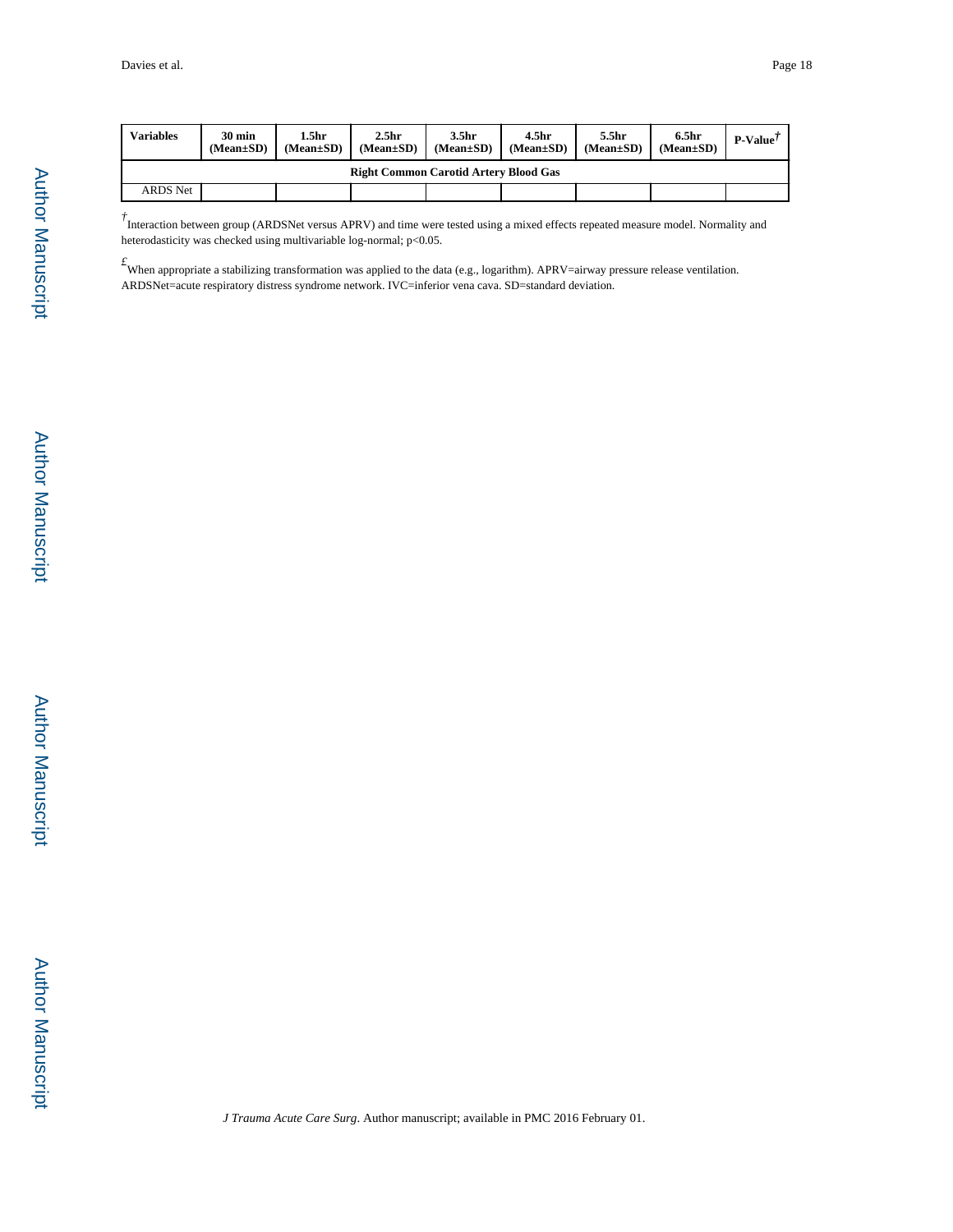| Variables | 30 min (Mean±SD) | 1.5hr (Mean±SD) | 2.5hr (Mean±SD) | 3.5hr (Mean±SD) | 4.5hr (Mean±SD) | 5.5hr (Mean±SD) | 6.5hr (Mean±SD) | P-Value† |
|---|---|---|---|---|---|---|---|---|
| **Right Common Carotid Artery Blood Gas** | | | | | | | | |
| ARDS Net | | | | | | | | |

†Interaction between group (ARDSNet versus APRV) and time were tested using a mixed effects repeated measure model. Normality and heterodasticity was checked using multivariable log-normal; $p<0.05$.

£When appropriate a stabilizing transformation was applied to the data (e.g., logarithm). APRV=airway pressure release ventilation. ARDSNet=acute respiratory distress syndrome network. IVC=inferior vena cava. SD=standard deviation.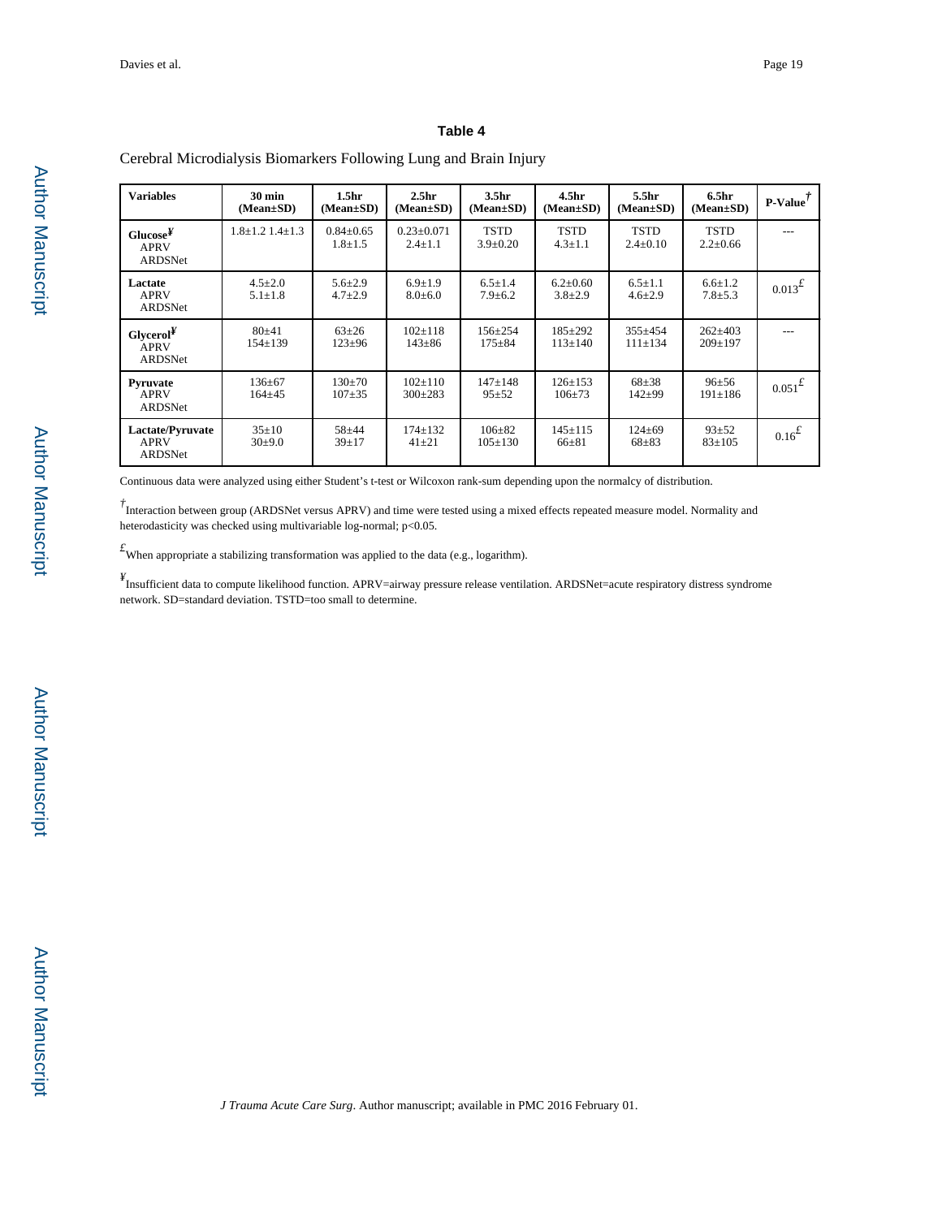**Table 4**

Cerebral Microdialysis Biomarkers Following Lung and Brain Injury

| Variables | 30 min (Mean±SD) | 1.5hr (Mean±SD) | 2.5hr (Mean±SD) | 3.5hr (Mean±SD) | 4.5hr (Mean±SD) | 5.5hr (Mean±SD) | 6.5hr (Mean±SD) | P-Value[†] |
|---|---|---|---|---|---|---|---|---|
| **Glucose**[¥] APRV ARDSNet | 1.8±1.2 1.4±1.3 | 0.84±0.65 1.8±1.5 | 0.23±0.071 2.4±1.1 | TSTD 3.9±0.20 | TSTD 4.3±1.1 | TSTD 2.4±0.10 | TSTD 2.2±0.66 | --- |
| **Lactate** APRV ARDSNet | 4.5±2.0 5.1±1.8 | 5.6±2.9 4.7±2.9 | 6.9±1.9 8.0±6.0 | 6.5±1.4 7.9±6.2 | 6.2±0.60 3.8±2.9 | 6.5±1.1 4.6±2.9 | 6.6±1.2 7.8±5.3 | 0.013[£] |
| **Glycerol**[¥] APRV ARDSNet | 80±41 154±139 | 63±26 123±96 | 102±118 143±86 | 156±254 175±84 | 185±292 113±140 | 355±454 111±134 | 262±403 209±197 | --- |
| **Pyruvate** APRV ARDSNet | 136±67 164±45 | 130±70 107±35 | 102±110 300±283 | 147±148 95±52 | 126±153 106±73 | 68±38 142±99 | 96±56 191±186 | 0.051[£] |
| **Lactate/Pyruvate** APRV ARDSNet | 35±10 30±9.0 | 58±44 39±17 | 174±132 41±21 | 106±82 105±130 | 145±115 66±81 | 124±69 68±83 | 93±52 83±105 | 0.16[£] |

Continuous data were analyzed using either Student's t-test or Wilcoxon rank-sum depending upon the normalcy of distribution.

[†]Interaction between group (ARDSNet versus APRV) and time were tested using a mixed effects repeated measure model. Normality and heterodasticity was checked using multivariable log-normal; $p<0.05$.

[£]When appropriate a stabilizing transformation was applied to the data (e.g., logarithm).

[¥]Insufficient data to compute likelihood function. APRV=airway pressure release ventilation. ARDSNet=acute respiratory distress syndrome network. SD=standard deviation. TSTD=too small to determine.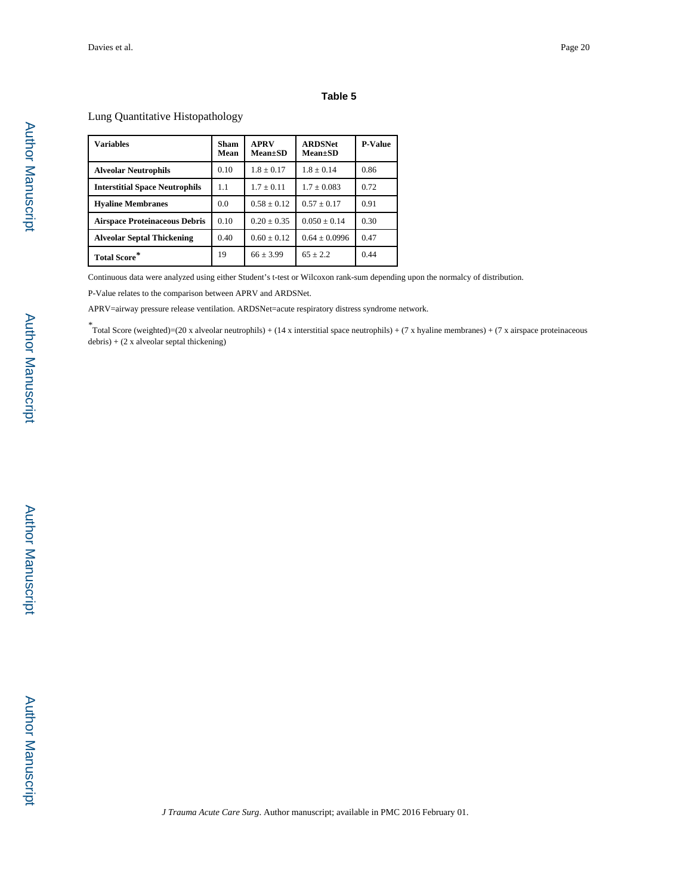## Table 5

Lung Quantitative Histopathology

| Variables | Sham Mean | APRV Mean±SD | ARDSNet Mean±SD | P-Value |
|---|---|---|---|---|
| **Alveolar Neutrophils** | 0.10 | 1.8 ± 0.17 | 1.8 ± 0.14 | 0.86 |
| **Interstitial Space Neutrophils** | 1.1 | 1.7 ± 0.11 | 1.7 ± 0.083 | 0.72 |
| **Hyaline Membranes** | 0.0 | 0.58 ± 0.12 | 0.57 ± 0.17 | 0.91 |
| **Airspace Proteinaceous Debris** | 0.10 | 0.20 ± 0.35 | 0.050 ± 0.14 | 0.30 |
| **Alveolar Septal Thickening** | 0.40 | 0.60 ± 0.12 | 0.64 ± 0.0996 | 0.47 |
| **Total Score*** | 19 | 66 ± 3.99 | 65 ± 2.2 | 0.44 |

Continuous data were analyzed using either Student's t-test or Wilcoxon rank-sum depending upon the normalcy of distribution.

P-Value relates to the comparison between APRV and ARDSNet.

APRV=airway pressure release ventilation. ARDSNet=acute respiratory distress syndrome network.

*Total Score (weighted)=(20 x alveolar neutrophils) + (14 x interstitial space neutrophils) + (7 x hyaline membranes) + (7 x airspace proteinaceous debris) + (2 x alveolar septal thickening)